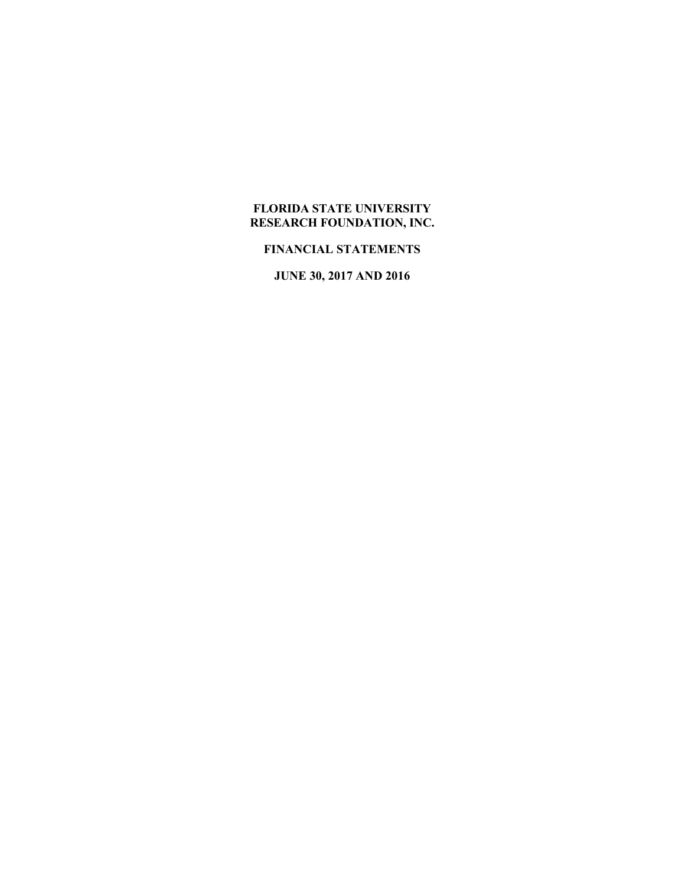# FLORIDA STATE UNIVERSITY RESEARCH FOUNDATION, INC.

## FINANCIAL STATEMENTS

## JUNE 30, 2017 AND 2016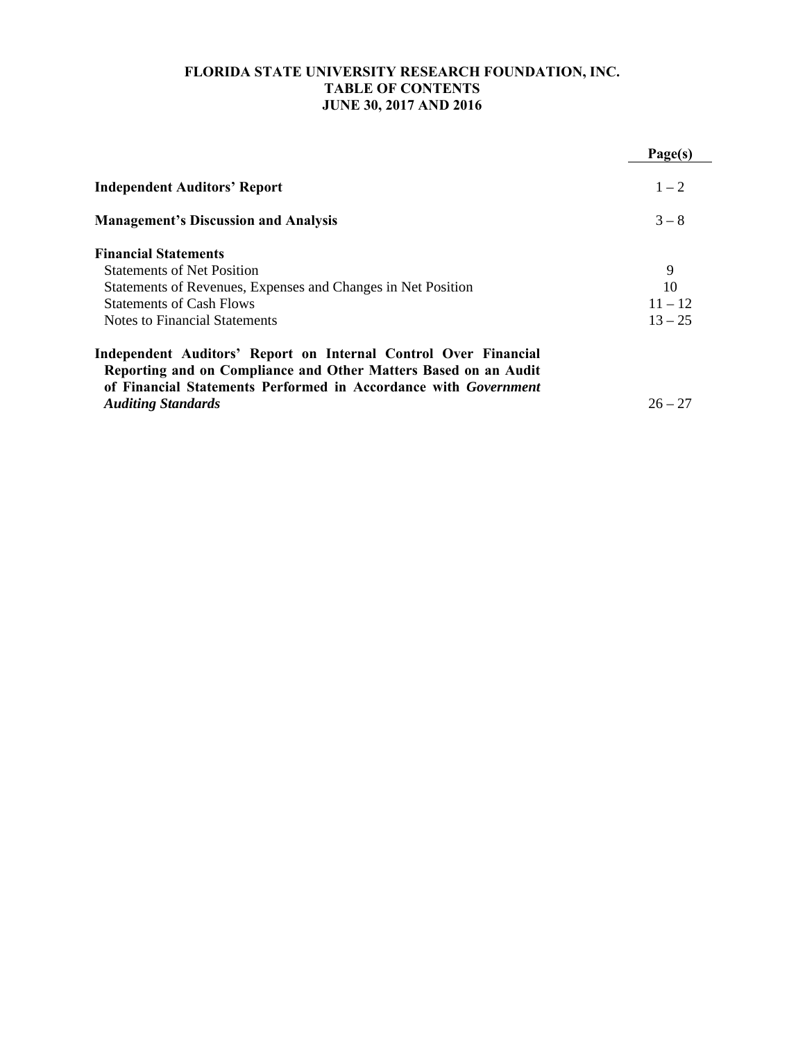# FLORIDA STATE UNIVERSITY RESEARCH FOUNDATION, INC.
## TABLE OF CONTENTS
## JUNE 30, 2017 AND 2016

| | Page(s) |
|---|---|
| **Independent Auditors' Report** | 1 – 2 |
| **Management's Discussion and Analysis** | 3 – 8 |
| **Financial Statements** | |
| Statements of Net Position | 9 |
| Statements of Revenues, Expenses and Changes in Net Position | 10 |
| Statements of Cash Flows | 11 – 12 |
| Notes to Financial Statements | 13 – 25 |
| **Independent Auditors' Report on Internal Control Over Financial Reporting and on Compliance and Other Matters Based on an Audit of Financial Statements Performed in Accordance with *Government Auditing Standards*** | 26 – 27 |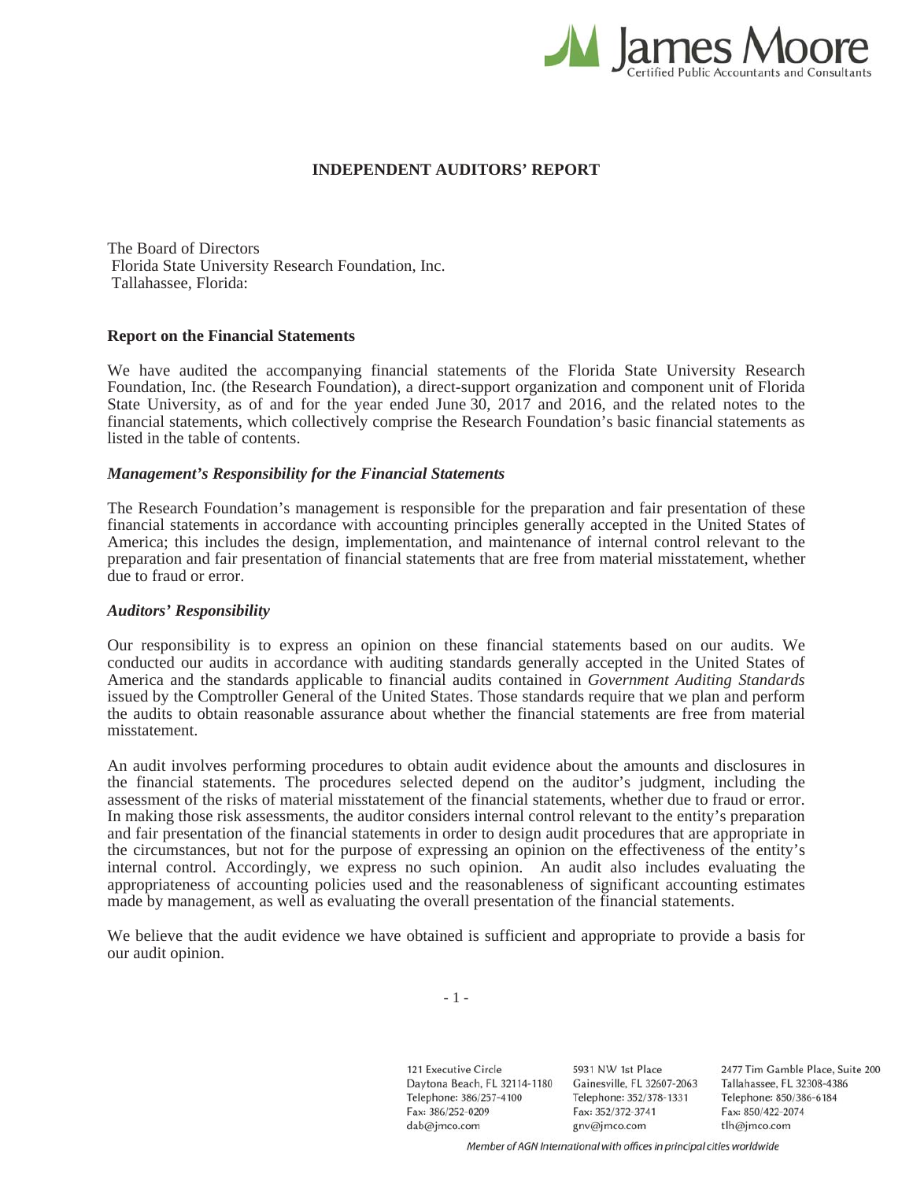James Moore
Certified Public Accountants and Consultants

# INDEPENDENT AUDITORS' REPORT

The Board of Directors
Florida State University Research Foundation, Inc.
Tallahassee, Florida:

## Report on the Financial Statements

We have audited the accompanying financial statements of the Florida State University Research Foundation, Inc. (the Research Foundation), a direct-support organization and component unit of Florida State University, as of and for the year ended June 30, 2017 and 2016, and the related notes to the financial statements, which collectively comprise the Research Foundation's basic financial statements as listed in the table of contents.

### *Management's Responsibility for the Financial Statements*

The Research Foundation's management is responsible for the preparation and fair presentation of these financial statements in accordance with accounting principles generally accepted in the United States of America; this includes the design, implementation, and maintenance of internal control relevant to the preparation and fair presentation of financial statements that are free from material misstatement, whether due to fraud or error.

### *Auditors' Responsibility*

Our responsibility is to express an opinion on these financial statements based on our audits. We conducted our audits in accordance with auditing standards generally accepted in the United States of America and the standards applicable to financial audits contained in *Government Auditing Standards* issued by the Comptroller General of the United States. Those standards require that we plan and perform the audits to obtain reasonable assurance about whether the financial statements are free from material misstatement.

An audit involves performing procedures to obtain audit evidence about the amounts and disclosures in the financial statements. The procedures selected depend on the auditor's judgment, including the assessment of the risks of material misstatement of the financial statements, whether due to fraud or error. In making those risk assessments, the auditor considers internal control relevant to the entity's preparation and fair presentation of the financial statements in order to design audit procedures that are appropriate in the circumstances, but not for the purpose of expressing an opinion on the effectiveness of the entity's internal control. Accordingly, we express no such opinion. An audit also includes evaluating the appropriateness of accounting policies used and the reasonableness of significant accounting estimates made by management, as well as evaluating the overall presentation of the financial statements.

We believe that the audit evidence we have obtained is sufficient and appropriate to provide a basis for our audit opinion.

121 Executive Circle
Daytona Beach, FL 32114-1180
Telephone: 386/257-4100
Fax: 386/252-0209
dab@jmco.com

5931 NW 1st Place
Gainesville, FL 32607-2063
Telephone: 352/378-1331
Fax: 352/372-3741
gnv@jmco.com

2477 Tim Gamble Place, Suite 200
Tallahassee, FL 32308-4386
Telephone: 850/386-6184
Fax: 850/422-2074
tlh@jmco.com

*Member of AGN International with offices in principal cities worldwide*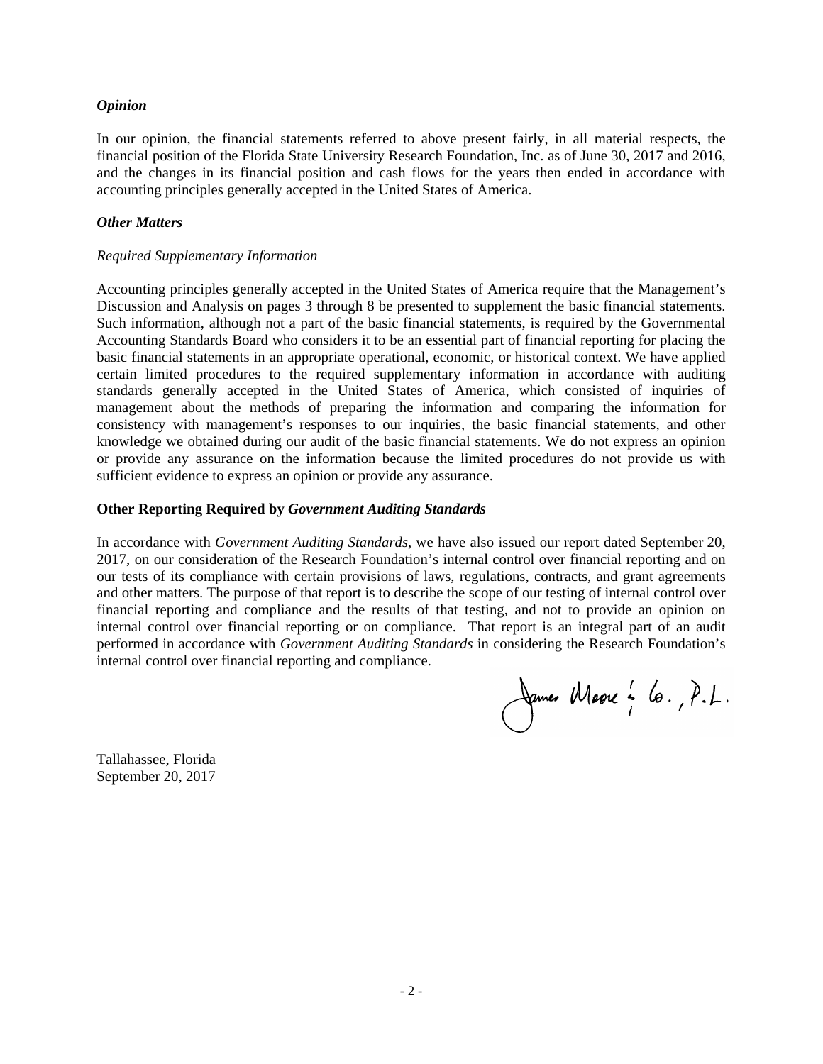### *Opinion*

In our opinion, the financial statements referred to above present fairly, in all material respects, the financial position of the Florida State University Research Foundation, Inc. as of June 30, 2017 and 2016, and the changes in its financial position and cash flows for the years then ended in accordance with accounting principles generally accepted in the United States of America.

### *Other Matters*

*Required Supplementary Information*

Accounting principles generally accepted in the United States of America require that the Management's Discussion and Analysis on pages 3 through 8 be presented to supplement the basic financial statements. Such information, although not a part of the basic financial statements, is required by the Governmental Accounting Standards Board who considers it to be an essential part of financial reporting for placing the basic financial statements in an appropriate operational, economic, or historical context. We have applied certain limited procedures to the required supplementary information in accordance with auditing standards generally accepted in the United States of America, which consisted of inquiries of management about the methods of preparing the information and comparing the information for consistency with management's responses to our inquiries, the basic financial statements, and other knowledge we obtained during our audit of the basic financial statements. We do not express an opinion or provide any assurance on the information because the limited procedures do not provide us with sufficient evidence to express an opinion or provide any assurance.

### **Other Reporting Required by *Government Auditing Standards***

In accordance with *Government Auditing Standards*, we have also issued our report dated September 20, 2017, on our consideration of the Research Foundation's internal control over financial reporting and on our tests of its compliance with certain provisions of laws, regulations, contracts, and grant agreements and other matters. The purpose of that report is to describe the scope of our testing of internal control over financial reporting and compliance and the results of that testing, and not to provide an opinion on internal control over financial reporting or on compliance. That report is an integral part of an audit performed in accordance with *Government Auditing Standards* in considering the Research Foundation's internal control over financial reporting and compliance.

James Moore & Co., P.L.

Tallahassee, Florida
September 20, 2017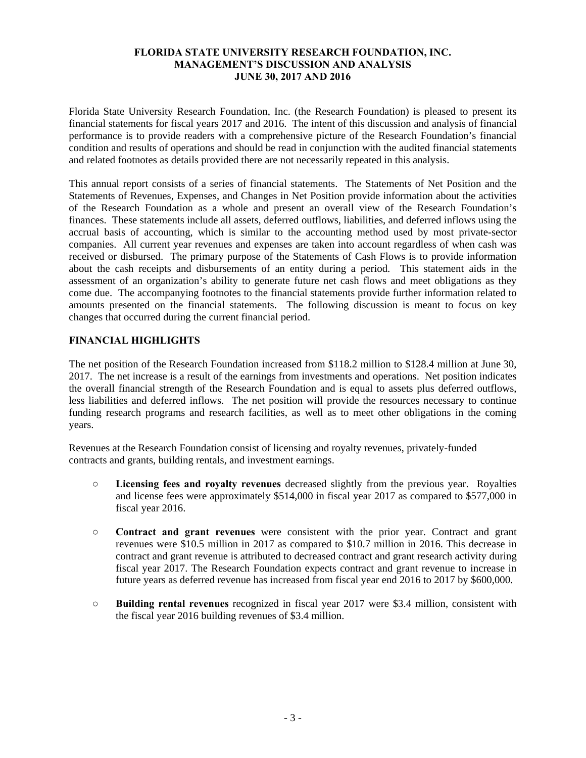# FLORIDA STATE UNIVERSITY RESEARCH FOUNDATION, INC.
# MANAGEMENT'S DISCUSSION AND ANALYSIS
# JUNE 30, 2017 AND 2016

Florida State University Research Foundation, Inc. (the Research Foundation) is pleased to present its financial statements for fiscal years 2017 and 2016. The intent of this discussion and analysis of financial performance is to provide readers with a comprehensive picture of the Research Foundation's financial condition and results of operations and should be read in conjunction with the audited financial statements and related footnotes as details provided there are not necessarily repeated in this analysis.

This annual report consists of a series of financial statements. The Statements of Net Position and the Statements of Revenues, Expenses, and Changes in Net Position provide information about the activities of the Research Foundation as a whole and present an overall view of the Research Foundation's finances. These statements include all assets, deferred outflows, liabilities, and deferred inflows using the accrual basis of accounting, which is similar to the accounting method used by most private-sector companies. All current year revenues and expenses are taken into account regardless of when cash was received or disbursed. The primary purpose of the Statements of Cash Flows is to provide information about the cash receipts and disbursements of an entity during a period. This statement aids in the assessment of an organization's ability to generate future net cash flows and meet obligations as they come due. The accompanying footnotes to the financial statements provide further information related to amounts presented on the financial statements. The following discussion is meant to focus on key changes that occurred during the current financial period.

## FINANCIAL HIGHLIGHTS

The net position of the Research Foundation increased from $118.2 million to $128.4 million at June 30, 2017. The net increase is a result of the earnings from investments and operations. Net position indicates the overall financial strength of the Research Foundation and is equal to assets plus deferred outflows, less liabilities and deferred inflows. The net position will provide the resources necessary to continue funding research programs and research facilities, as well as to meet other obligations in the coming years.

Revenues at the Research Foundation consist of licensing and royalty revenues, privately-funded contracts and grants, building rentals, and investment earnings.

- **Licensing fees and royalty revenues** decreased slightly from the previous year. Royalties and license fees were approximately $514,000 in fiscal year 2017 as compared to $577,000 in fiscal year 2016.

- **Contract and grant revenues** were consistent with the prior year. Contract and grant revenues were $10.5 million in 2017 as compared to $10.7 million in 2016. This decrease in contract and grant revenue is attributed to decreased contract and grant research activity during fiscal year 2017. The Research Foundation expects contract and grant revenue to increase in future years as deferred revenue has increased from fiscal year end 2016 to 2017 by $600,000.

- **Building rental revenues** recognized in fiscal year 2017 were $3.4 million, consistent with the fiscal year 2016 building revenues of $3.4 million.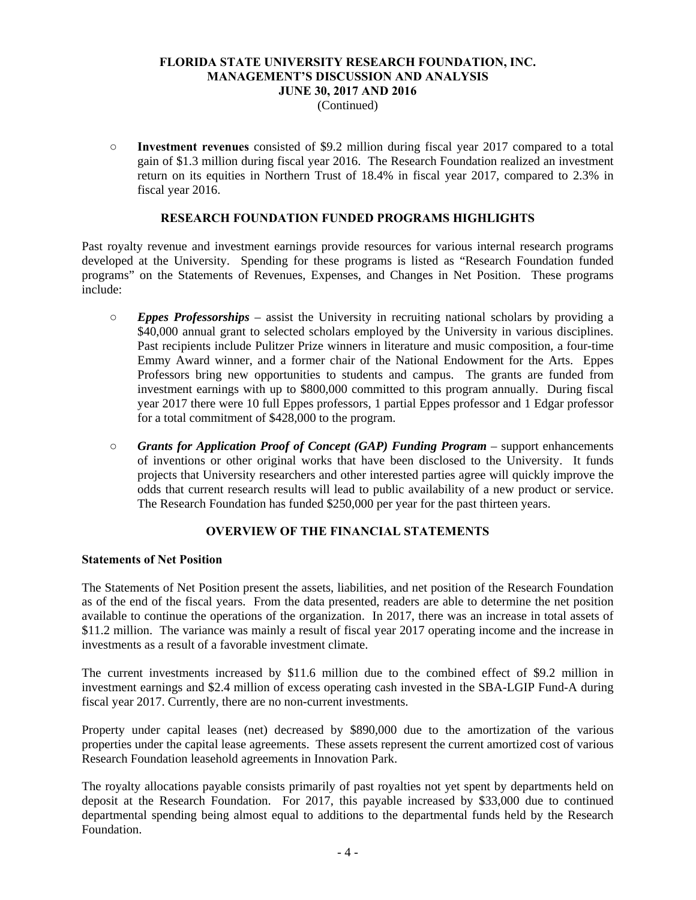- **Investment revenues** consisted of \$9.2 million during fiscal year 2017 compared to a total gain of \$1.3 million during fiscal year 2016. The Research Foundation realized an investment return on its equities in Northern Trust of 18.4% in fiscal year 2017, compared to 2.3% in fiscal year 2016.

## RESEARCH FOUNDATION FUNDED PROGRAMS HIGHLIGHTS

Past royalty revenue and investment earnings provide resources for various internal research programs developed at the University. Spending for these programs is listed as "Research Foundation funded programs" on the Statements of Revenues, Expenses, and Changes in Net Position. These programs include:

- ***Eppes Professorships*** – assist the University in recruiting national scholars by providing a \$40,000 annual grant to selected scholars employed by the University in various disciplines. Past recipients include Pulitzer Prize winners in literature and music composition, a four-time Emmy Award winner, and a former chair of the National Endowment for the Arts. Eppes Professors bring new opportunities to students and campus. The grants are funded from investment earnings with up to \$800,000 committed to this program annually. During fiscal year 2017 there were 10 full Eppes professors, 1 partial Eppes professor and 1 Edgar professor for a total commitment of \$428,000 to the program.

- ***Grants for Application Proof of Concept (GAP) Funding Program*** – support enhancements of inventions or other original works that have been disclosed to the University. It funds projects that University researchers and other interested parties agree will quickly improve the odds that current research results will lead to public availability of a new product or service. The Research Foundation has funded \$250,000 per year for the past thirteen years.

## OVERVIEW OF THE FINANCIAL STATEMENTS

### Statements of Net Position

The Statements of Net Position present the assets, liabilities, and net position of the Research Foundation as of the end of the fiscal years. From the data presented, readers are able to determine the net position available to continue the operations of the organization. In 2017, there was an increase in total assets of \$11.2 million. The variance was mainly a result of fiscal year 2017 operating income and the increase in investments as a result of a favorable investment climate.

The current investments increased by \$11.6 million due to the combined effect of \$9.2 million in investment earnings and \$2.4 million of excess operating cash invested in the SBA-LGIP Fund-A during fiscal year 2017. Currently, there are no non-current investments.

Property under capital leases (net) decreased by \$890,000 due to the amortization of the various properties under the capital lease agreements. These assets represent the current amortized cost of various Research Foundation leasehold agreements in Innovation Park.

The royalty allocations payable consists primarily of past royalties not yet spent by departments held on deposit at the Research Foundation. For 2017, this payable increased by \$33,000 due to continued departmental spending being almost equal to additions to the departmental funds held by the Research Foundation.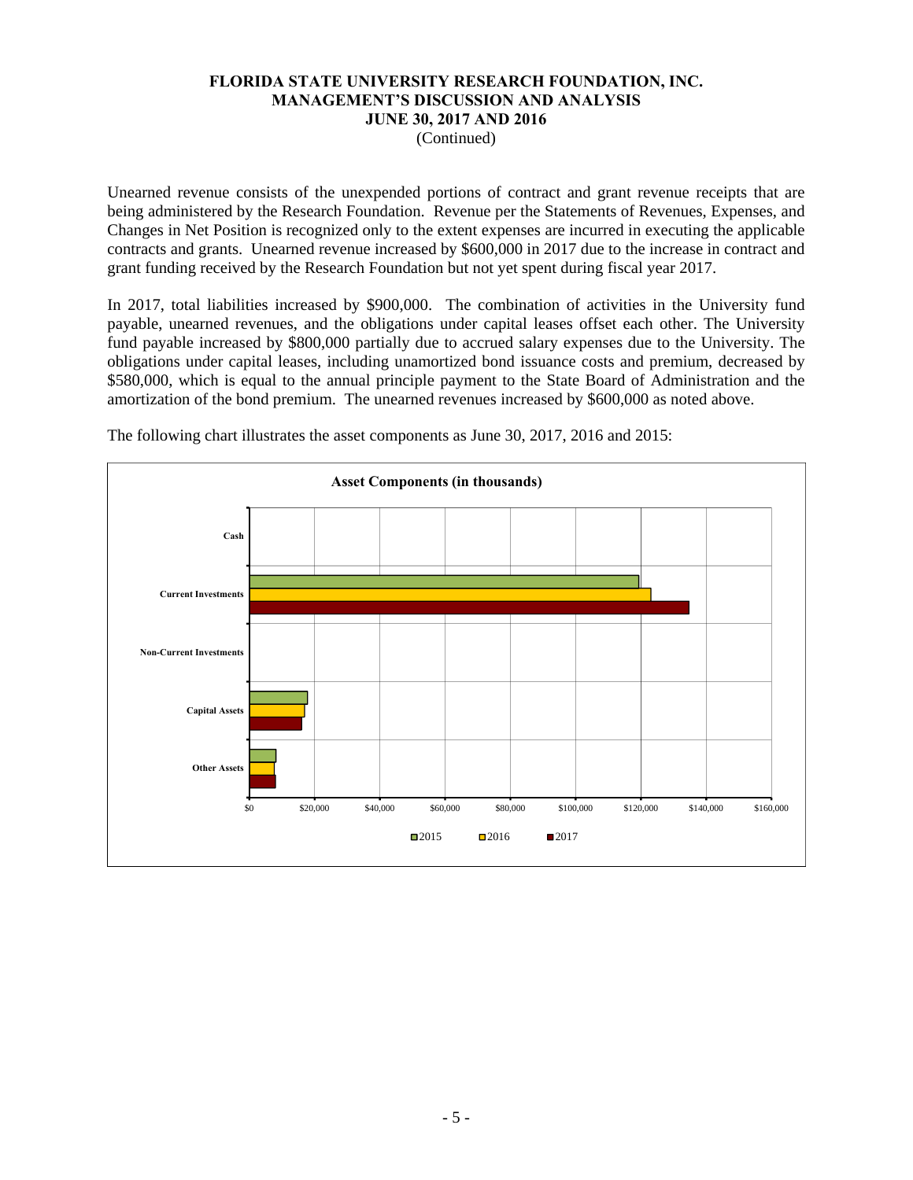# FLORIDA STATE UNIVERSITY RESEARCH FOUNDATION, INC.
## MANAGEMENT'S DISCUSSION AND ANALYSIS
### JUNE 30, 2017 AND 2016
(Continued)

Unearned revenue consists of the unexpended portions of contract and grant revenue receipts that are being administered by the Research Foundation. Revenue per the Statements of Revenues, Expenses, and Changes in Net Position is recognized only to the extent expenses are incurred in executing the applicable contracts and grants. Unearned revenue increased by $600,000 in 2017 due to the increase in contract and grant funding received by the Research Foundation but not yet spent during fiscal year 2017.

In 2017, total liabilities increased by $900,000. The combination of activities in the University fund payable, unearned revenues, and the obligations under capital leases offset each other. The University fund payable increased by $800,000 partially due to accrued salary expenses due to the University. The obligations under capital leases, including unamortized bond issuance costs and premium, decreased by $580,000, which is equal to the annual principle payment to the State Board of Administration and the amortization of the bond premium. The unearned revenues increased by $600,000 as noted above.

The following chart illustrates the asset components as June 30, 2017, 2016 and 2015:

**Asset Components (in thousands)**

Categories: Cash, Current Investments, Non-Current Investments, Capital Assets, Other Assets

X-axis: $0, $20,000, $40,000, $60,000, $80,000, $100,000, $120,000, $140,000, $160,000

Legend: 2015, 2016, 2017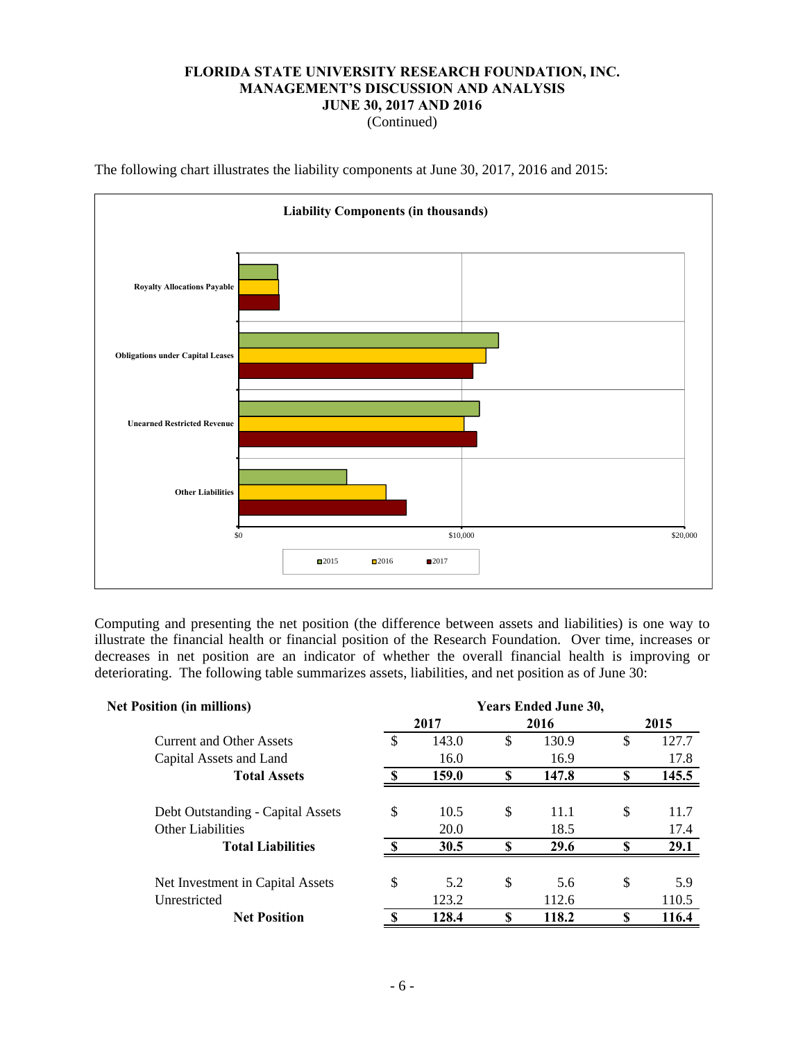**FLORIDA STATE UNIVERSITY RESEARCH FOUNDATION, INC.**
**MANAGEMENT'S DISCUSSION AND ANALYSIS**
**JUNE 30, 2017 AND 2016**
(Continued)

The following chart illustrates the liability components at June 30, 2017, 2016 and 2015:

**Liability Components (in thousands)**

Royalty Allocations Payable

Obligations under Capital Leases

Unearned Restricted Revenue

Other Liabilities

$0 | $10,000 | $20,000

2015 | 2016 | 2017

Computing and presenting the net position (the difference between assets and liabilities) is one way to illustrate the financial health or financial position of the Research Foundation. Over time, increases or decreases in net position are an indicator of whether the overall financial health is improving or deteriorating. The following table summarizes assets, liabilities, and net position as of June 30:

| **Net Position (in millions)** | **Years Ended June 30,** | | |
|---|---|---|---|
| | **2017** | **2016** | **2015** |
| Current and Other Assets | $ 143.0 | $ 130.9 | $ 127.7 |
| Capital Assets and Land | 16.0 | 16.9 | 17.8 |
| **Total Assets** | **$ 159.0** | **$ 147.8** | **$ 145.5** |
| | | | |
| Debt Outstanding - Capital Assets | $ 10.5 | $ 11.1 | $ 11.7 |
| Other Liabilities | 20.0 | 18.5 | 17.4 |
| **Total Liabilities** | **$ 30.5** | **$ 29.6** | **$ 29.1** |
| | | | |
| Net Investment in Capital Assets | $ 5.2 | $ 5.6 | $ 5.9 |
| Unrestricted | 123.2 | 112.6 | 110.5 |
| **Net Position** | **$ 128.4** | **$ 118.2** | **$ 116.4** |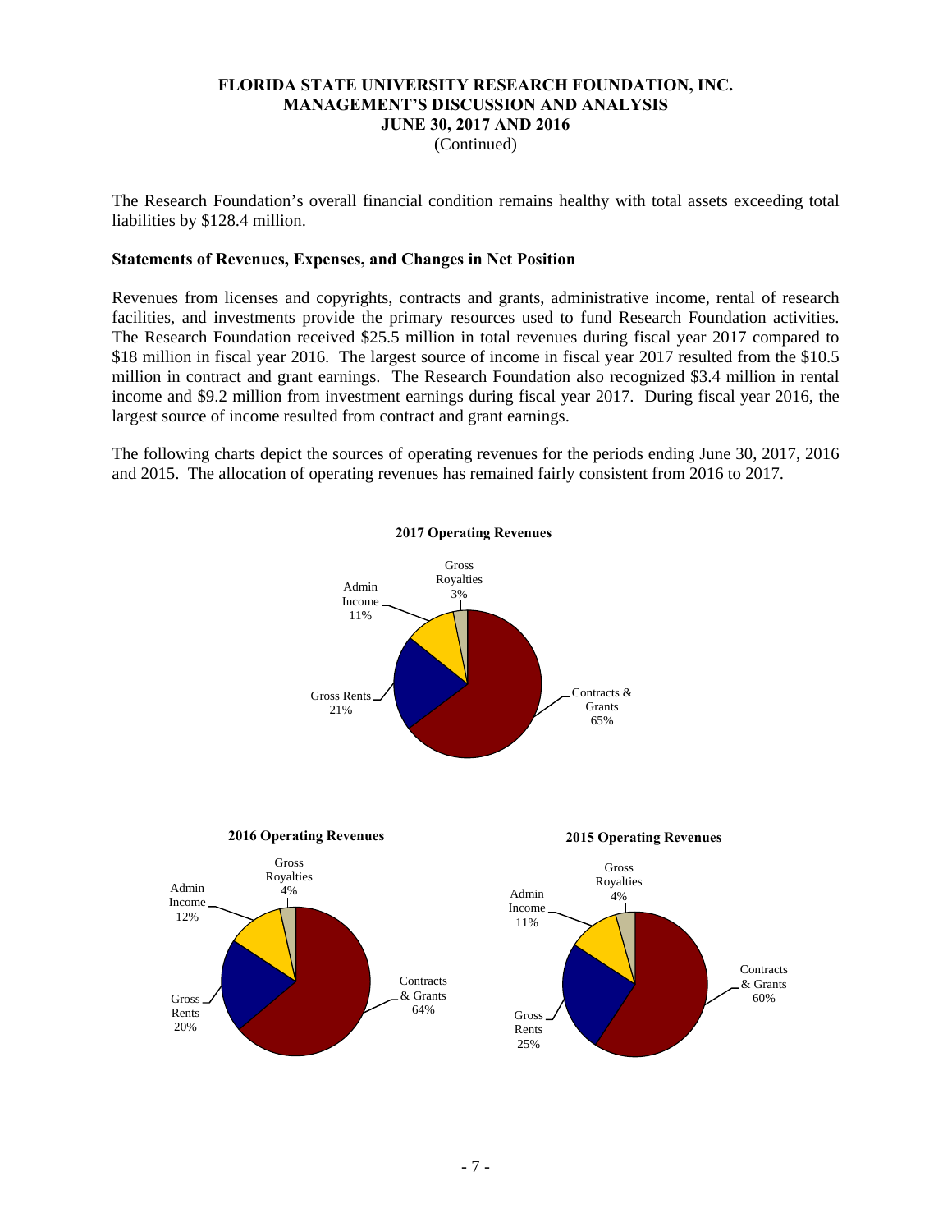The Research Foundation's overall financial condition remains healthy with total assets exceeding total liabilities by $128.4 million.

**Statements of Revenues, Expenses, and Changes in Net Position**

Revenues from licenses and copyrights, contracts and grants, administrative income, rental of research facilities, and investments provide the primary resources used to fund Research Foundation activities. The Research Foundation received $25.5 million in total revenues during fiscal year 2017 compared to $18 million in fiscal year 2016. The largest source of income in fiscal year 2017 resulted from the $10.5 million in contract and grant earnings. The Research Foundation also recognized $3.4 million in rental income and $9.2 million from investment earnings during fiscal year 2017. During fiscal year 2016, the largest source of income resulted from contract and grant earnings.

The following charts depict the sources of operating revenues for the periods ending June 30, 2017, 2016 and 2015. The allocation of operating revenues has remained fairly consistent from 2016 to 2017.

**2017 Operating Revenues**

| Source | Percentage |
|---|---|
| Contracts & Grants | 65% |
| Gross Rents | 21% |
| Admin Income | 11% |
| Gross Royalties | 3% |

**2016 Operating Revenues**

| Source | Percentage |
|---|---|
| Contracts & Grants | 64% |
| Gross Rents | 20% |
| Admin Income | 12% |
| Gross Royalties | 4% |

**2015 Operating Revenues**

| Source | Percentage |
|---|---|
| Contracts & Grants | 60% |
| Gross Rents | 25% |
| Admin Income | 11% |
| Gross Royalties | 4% |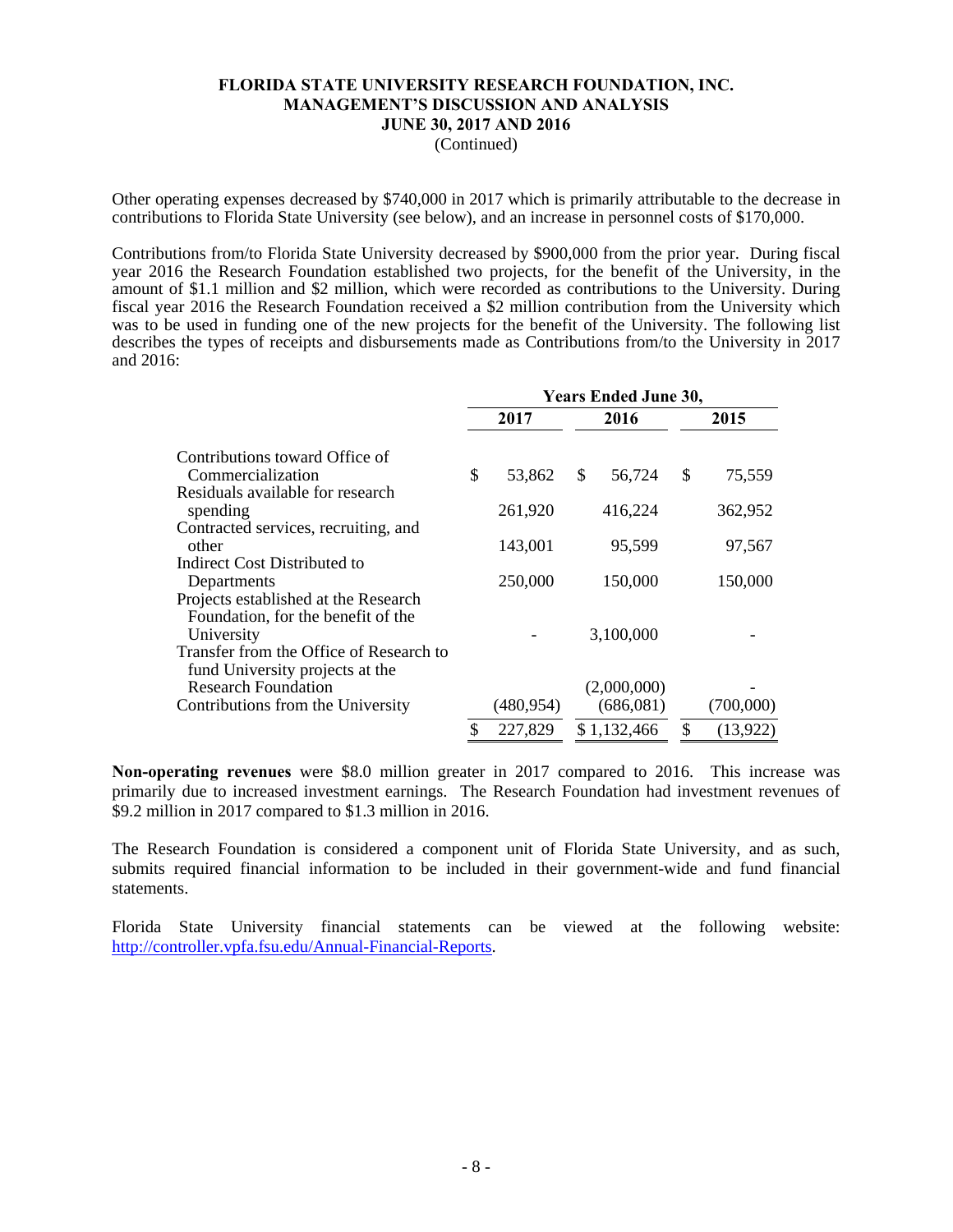**FLORIDA STATE UNIVERSITY RESEARCH FOUNDATION, INC.**
**MANAGEMENT'S DISCUSSION AND ANALYSIS**
**JUNE 30, 2017 AND 2016**
(Continued)

Other operating expenses decreased by $740,000 in 2017 which is primarily attributable to the decrease in contributions to Florida State University (see below), and an increase in personnel costs of $170,000.

Contributions from/to Florida State University decreased by $900,000 from the prior year. During fiscal year 2016 the Research Foundation established two projects, for the benefit of the University, in the amount of $1.1 million and $2 million, which were recorded as contributions to the University. During fiscal year 2016 the Research Foundation received a $2 million contribution from the University which was to be used in funding one of the new projects for the benefit of the University. The following list describes the types of receipts and disbursements made as Contributions from/to the University in 2017 and 2016:

| | Years Ended June 30, | | |
|---|---|---|---|
| | 2017 | 2016 | 2015 |
| Contributions toward Office of Commercialization | $ 53,862 | $ 56,724 | $ 75,559 |
| Residuals available for research spending | 261,920 | 416,224 | 362,952 |
| Contracted services, recruiting, and other | 143,001 | 95,599 | 97,567 |
| Indirect Cost Distributed to Departments | 250,000 | 150,000 | 150,000 |
| Projects established at the Research Foundation, for the benefit of the University | - | 3,100,000 | - |
| Transfer from the Office of Research to fund University projects at the Research Foundation | | (2,000,000) | - |
| Contributions from the University | (480,954) | (686,081) | (700,000) |
| | $ 227,829 | $ 1,132,466 | $ (13,922) |

**Non-operating revenues** were $8.0 million greater in 2017 compared to 2016. This increase was primarily due to increased investment earnings. The Research Foundation had investment revenues of $9.2 million in 2017 compared to $1.3 million in 2016.

The Research Foundation is considered a component unit of Florida State University, and as such, submits required financial information to be included in their government-wide and fund financial statements.

Florida State University financial statements can be viewed at the following website: http://controller.vpfa.fsu.edu/Annual-Financial-Reports.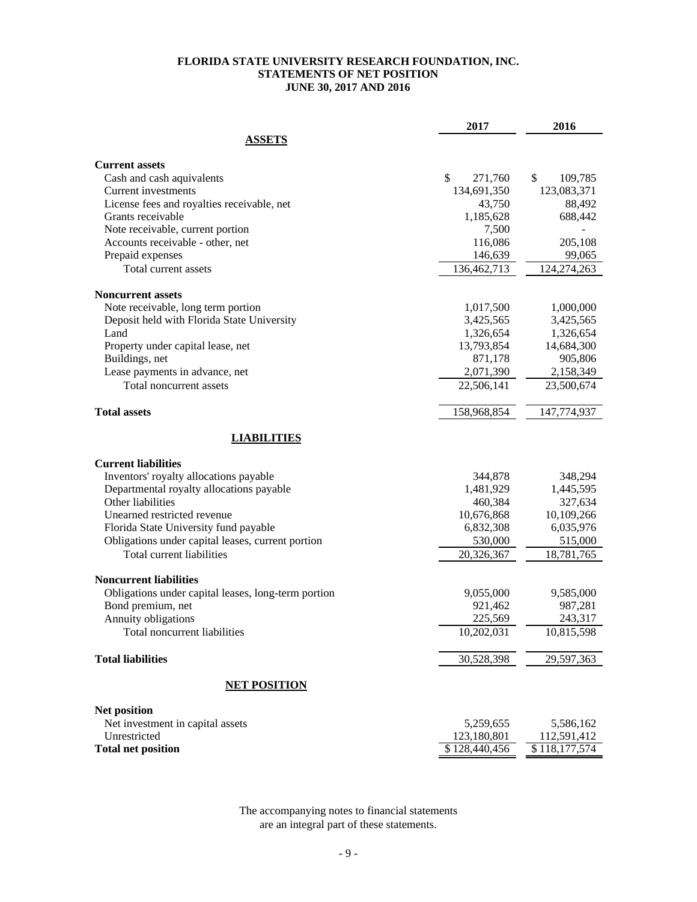# FLORIDA STATE UNIVERSITY RESEARCH FOUNDATION, INC.
## STATEMENTS OF NET POSITION
### JUNE 30, 2017 AND 2016

| | 2017 | 2016 |
|---|---|---|
| **ASSETS** | | |
| **Current assets** | | |
| Cash and cash aquivalents | $ 271,760 | $ 109,785 |
| Current investments | 134,691,350 | 123,083,371 |
| License fees and royalties receivable, net | 43,750 | 88,492 |
| Grants receivable | 1,185,628 | 688,442 |
| Note receivable, current portion | 7,500 | - |
| Accounts receivable - other, net | 116,086 | 205,108 |
| Prepaid expenses | 146,639 | 99,065 |
| Total current assets | 136,462,713 | 124,274,263 |
| **Noncurrent assets** | | |
| Note receivable, long term portion | 1,017,500 | 1,000,000 |
| Deposit held with Florida State University | 3,425,565 | 3,425,565 |
| Land | 1,326,654 | 1,326,654 |
| Property under capital lease, net | 13,793,854 | 14,684,300 |
| Buildings, net | 871,178 | 905,806 |
| Lease payments in advance, net | 2,071,390 | 2,158,349 |
| Total noncurrent assets | 22,506,141 | 23,500,674 |
| **Total assets** | 158,968,854 | 147,774,937 |
| **LIABILITIES** | | |
| **Current liabilities** | | |
| Inventors' royalty allocations payable | 344,878 | 348,294 |
| Departmental royalty allocations payable | 1,481,929 | 1,445,595 |
| Other liabilities | 460,384 | 327,634 |
| Unearned restricted revenue | 10,676,868 | 10,109,266 |
| Florida State University fund payable | 6,832,308 | 6,035,976 |
| Obligations under capital leases, current portion | 530,000 | 515,000 |
| Total current liabilities | 20,326,367 | 18,781,765 |
| **Noncurrent liabilities** | | |
| Obligations under capital leases, long-term portion | 9,055,000 | 9,585,000 |
| Bond premium, net | 921,462 | 987,281 |
| Annuity obligations | 225,569 | 243,317 |
| Total noncurrent liabilities | 10,202,031 | 10,815,598 |
| **Total liabilities** | 30,528,398 | 29,597,363 |
| **NET POSITION** | | |
| **Net position** | | |
| Net investment in capital assets | 5,259,655 | 5,586,162 |
| Unrestricted | 123,180,801 | 112,591,412 |
| **Total net position** | $ 128,440,456 | $ 118,177,574 |

The accompanying notes to financial statements are an integral part of these statements.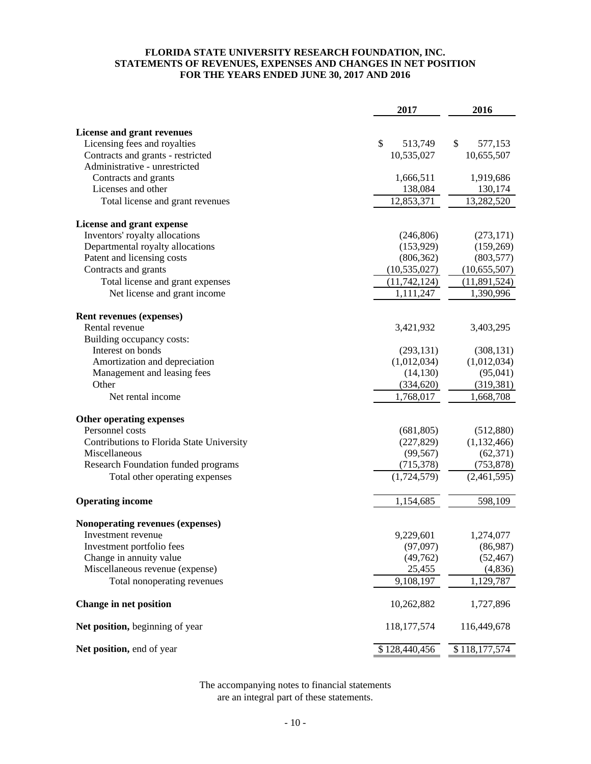**FLORIDA STATE UNIVERSITY RESEARCH FOUNDATION, INC.**
**STATEMENTS OF REVENUES, EXPENSES AND CHANGES IN NET POSITION**
**FOR THE YEARS ENDED JUNE 30, 2017 AND 2016**

| | 2017 | 2016 |
|---|---|---|
| **License and grant revenues** | | |
| Licensing fees and royalties | $ 513,749 | $ 577,153 |
| Contracts and grants - restricted | 10,535,027 | 10,655,507 |
| Administrative - unrestricted | | |
| Contracts and grants | 1,666,511 | 1,919,686 |
| Licenses and other | 138,084 | 130,174 |
| Total license and grant revenues | 12,853,371 | 13,282,520 |
| **License and grant expense** | | |
| Inventors' royalty allocations | (246,806) | (273,171) |
| Departmental royalty allocations | (153,929) | (159,269) |
| Patent and licensing costs | (806,362) | (803,577) |
| Contracts and grants | (10,535,027) | (10,655,507) |
| Total license and grant expenses | (11,742,124) | (11,891,524) |
| Net license and grant income | 1,111,247 | 1,390,996 |
| **Rent revenues (expenses)** | | |
| Rental revenue | 3,421,932 | 3,403,295 |
| Building occupancy costs: | | |
| Interest on bonds | (293,131) | (308,131) |
| Amortization and depreciation | (1,012,034) | (1,012,034) |
| Management and leasing fees | (14,130) | (95,041) |
| Other | (334,620) | (319,381) |
| Net rental income | 1,768,017 | 1,668,708 |
| **Other operating expenses** | | |
| Personnel costs | (681,805) | (512,880) |
| Contributions to Florida State University | (227,829) | (1,132,466) |
| Miscellaneous | (99,567) | (62,371) |
| Research Foundation funded programs | (715,378) | (753,878) |
| Total other operating expenses | (1,724,579) | (2,461,595) |
| **Operating income** | 1,154,685 | 598,109 |
| **Nonoperating revenues (expenses)** | | |
| Investment revenue | 9,229,601 | 1,274,077 |
| Investment portfolio fees | (97,097) | (86,987) |
| Change in annuity value | (49,762) | (52,467) |
| Miscellaneous revenue (expense) | 25,455 | (4,836) |
| Total nonoperating revenues | 9,108,197 | 1,129,787 |
| **Change in net position** | 10,262,882 | 1,727,896 |
| **Net position,** beginning of year | 118,177,574 | 116,449,678 |
| **Net position,** end of year | $ 128,440,456 | $ 118,177,574 |

The accompanying notes to financial statements are an integral part of these statements.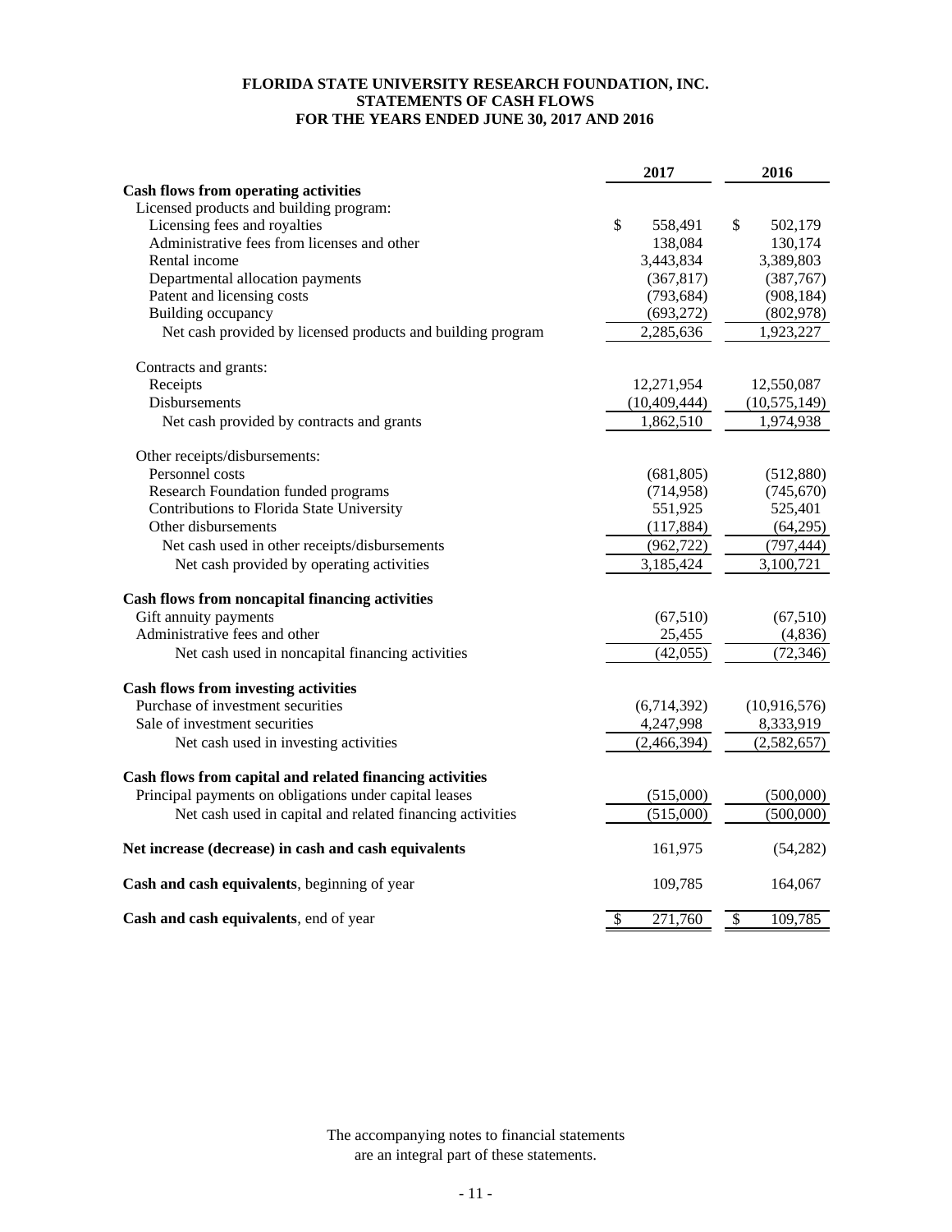**FLORIDA STATE UNIVERSITY RESEARCH FOUNDATION, INC.**
**STATEMENTS OF CASH FLOWS**
**FOR THE YEARS ENDED JUNE 30, 2017 AND 2016**

| | 2017 | 2016 |
|---|---|---|
| **Cash flows from operating activities** | | |
| Licensed products and building program: | | |
| Licensing fees and royalties | $ 558,491 | $ 502,179 |
| Administrative fees from licenses and other | 138,084 | 130,174 |
| Rental income | 3,443,834 | 3,389,803 |
| Departmental allocation payments | (367,817) | (387,767) |
| Patent and licensing costs | (793,684) | (908,184) |
| Building occupancy | (693,272) | (802,978) |
| Net cash provided by licensed products and building program | 2,285,636 | 1,923,227 |
| Contracts and grants: | | |
| Receipts | 12,271,954 | 12,550,087 |
| Disbursements | (10,409,444) | (10,575,149) |
| Net cash provided by contracts and grants | 1,862,510 | 1,974,938 |
| Other receipts/disbursements: | | |
| Personnel costs | (681,805) | (512,880) |
| Research Foundation funded programs | (714,958) | (745,670) |
| Contributions to Florida State University | 551,925 | 525,401 |
| Other disbursements | (117,884) | (64,295) |
| Net cash used in other receipts/disbursements | (962,722) | (797,444) |
| Net cash provided by operating activities | 3,185,424 | 3,100,721 |
| **Cash flows from noncapital financing activities** | | |
| Gift annuity payments | (67,510) | (67,510) |
| Administrative fees and other | 25,455 | (4,836) |
| Net cash used in noncapital financing activities | (42,055) | (72,346) |
| **Cash flows from investing activities** | | |
| Purchase of investment securities | (6,714,392) | (10,916,576) |
| Sale of investment securities | 4,247,998 | 8,333,919 |
| Net cash used in investing activities | (2,466,394) | (2,582,657) |
| **Cash flows from capital and related financing activities** | | |
| Principal payments on obligations under capital leases | (515,000) | (500,000) |
| Net cash used in capital and related financing activities | (515,000) | (500,000) |
| **Net increase (decrease) in cash and cash equivalents** | 161,975 | (54,282) |
| **Cash and cash equivalents**, beginning of year | 109,785 | 164,067 |
| **Cash and cash equivalents**, end of year | $ 271,760 | $ 109,785 |

The accompanying notes to financial statements
are an integral part of these statements.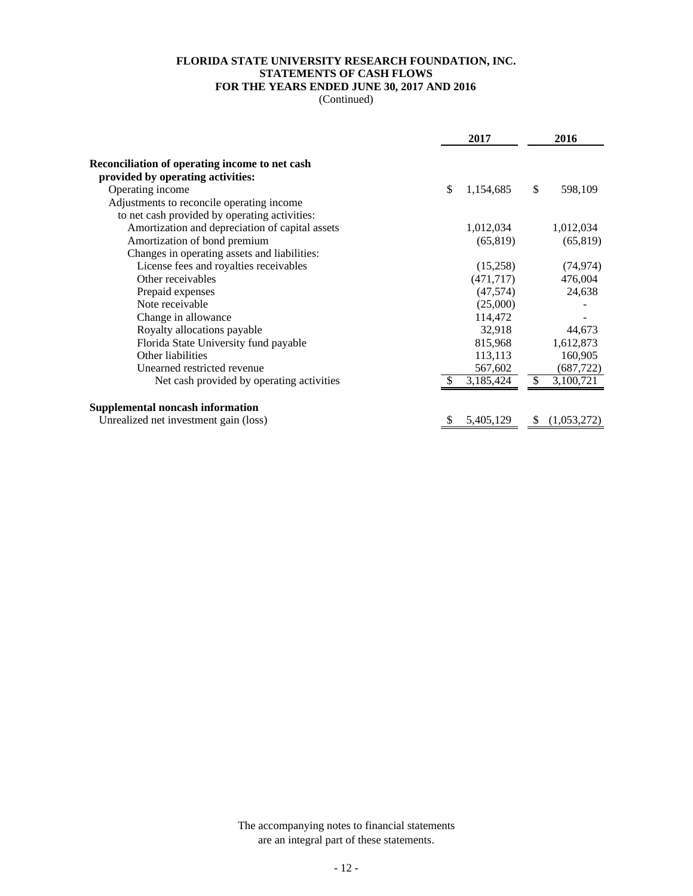**FLORIDA STATE UNIVERSITY RESEARCH FOUNDATION, INC.**
**STATEMENTS OF CASH FLOWS**
**FOR THE YEARS ENDED JUNE 30, 2017 AND 2016**
(Continued)

| | 2017 | 2016 |
|---|---|---|
| **Reconciliation of operating income to net cash provided by operating activities:** | | |
| Operating income | $ 1,154,685 | $ 598,109 |
| Adjustments to reconcile operating income to net cash provided by operating activities: | | |
| Amortization and depreciation of capital assets | 1,012,034 | 1,012,034 |
| Amortization of bond premium | (65,819) | (65,819) |
| Changes in operating assets and liabilities: | | |
| License fees and royalties receivables | (15,258) | (74,974) |
| Other receivables | (471,717) | 476,004 |
| Prepaid expenses | (47,574) | 24,638 |
| Note receivable | (25,000) | - |
| Change in allowance | 114,472 | - |
| Royalty allocations payable | 32,918 | 44,673 |
| Florida State University fund payable | 815,968 | 1,612,873 |
| Other liabilities | 113,113 | 160,905 |
| Unearned restricted revenue | 567,602 | (687,722) |
| Net cash provided by operating activities | $ 3,185,424 | $ 3,100,721 |
| | | |
| **Supplemental noncash information** | | |
| Unrealized net investment gain (loss) | $ 5,405,129 | $ (1,053,272) |

The accompanying notes to financial statements are an integral part of these statements.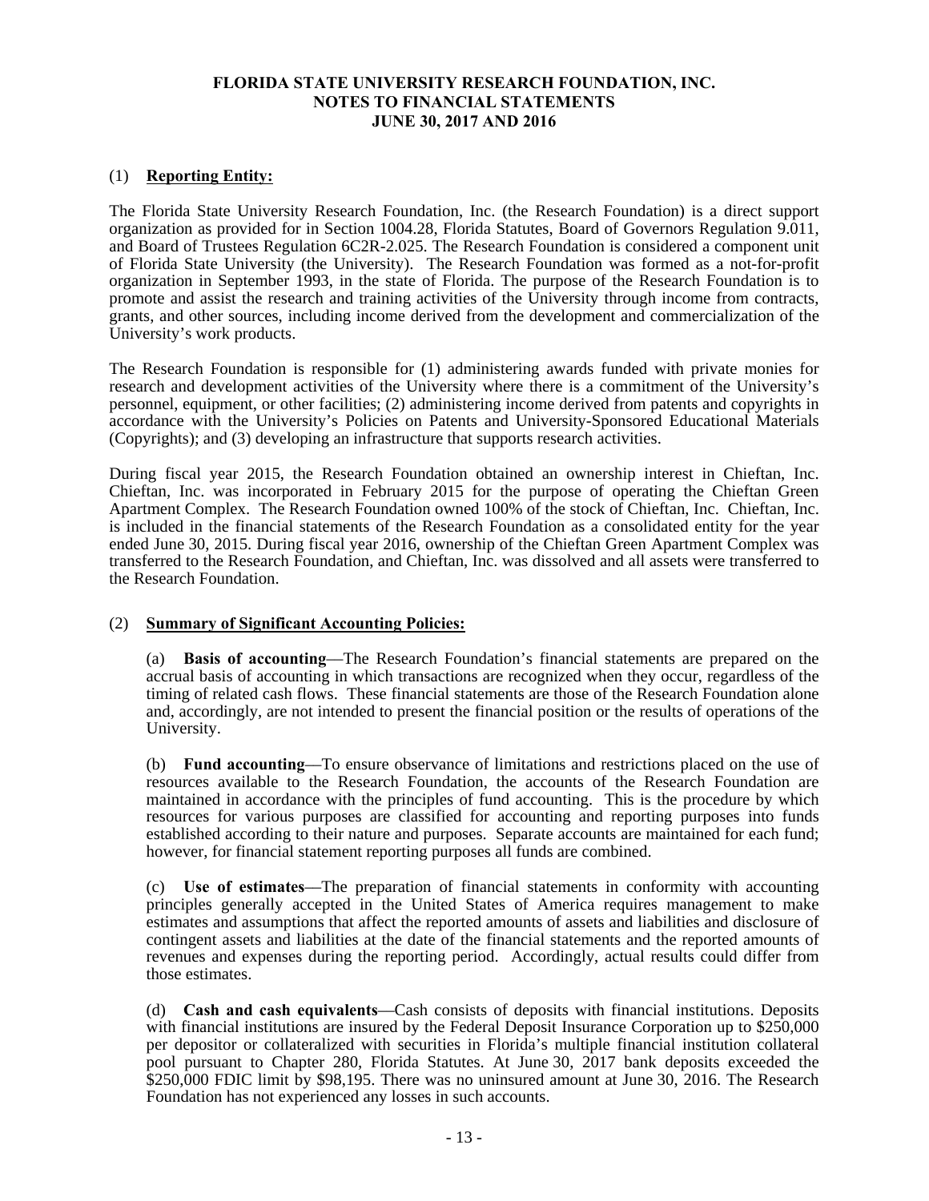# FLORIDA STATE UNIVERSITY RESEARCH FOUNDATION, INC.
# NOTES TO FINANCIAL STATEMENTS
# JUNE 30, 2017 AND 2016

## (1) Reporting Entity:

The Florida State University Research Foundation, Inc. (the Research Foundation) is a direct support organization as provided for in Section 1004.28, Florida Statutes, Board of Governors Regulation 9.011, and Board of Trustees Regulation 6C2R-2.025. The Research Foundation is considered a component unit of Florida State University (the University). The Research Foundation was formed as a not-for-profit organization in September 1993, in the state of Florida. The purpose of the Research Foundation is to promote and assist the research and training activities of the University through income from contracts, grants, and other sources, including income derived from the development and commercialization of the University's work products.

The Research Foundation is responsible for (1) administering awards funded with private monies for research and development activities of the University where there is a commitment of the University's personnel, equipment, or other facilities; (2) administering income derived from patents and copyrights in accordance with the University's Policies on Patents and University-Sponsored Educational Materials (Copyrights); and (3) developing an infrastructure that supports research activities.

During fiscal year 2015, the Research Foundation obtained an ownership interest in Chieftan, Inc. Chieftan, Inc. was incorporated in February 2015 for the purpose of operating the Chieftan Green Apartment Complex. The Research Foundation owned 100% of the stock of Chieftan, Inc. Chieftan, Inc. is included in the financial statements of the Research Foundation as a consolidated entity for the year ended June 30, 2015. During fiscal year 2016, ownership of the Chieftan Green Apartment Complex was transferred to the Research Foundation, and Chieftan, Inc. was dissolved and all assets were transferred to the Research Foundation.

## (2) Summary of Significant Accounting Policies:

(a) **Basis of accounting**—The Research Foundation's financial statements are prepared on the accrual basis of accounting in which transactions are recognized when they occur, regardless of the timing of related cash flows. These financial statements are those of the Research Foundation alone and, accordingly, are not intended to present the financial position or the results of operations of the University.

(b) **Fund accounting**—To ensure observance of limitations and restrictions placed on the use of resources available to the Research Foundation, the accounts of the Research Foundation are maintained in accordance with the principles of fund accounting. This is the procedure by which resources for various purposes are classified for accounting and reporting purposes into funds established according to their nature and purposes. Separate accounts are maintained for each fund; however, for financial statement reporting purposes all funds are combined.

(c) **Use of estimates**—The preparation of financial statements in conformity with accounting principles generally accepted in the United States of America requires management to make estimates and assumptions that affect the reported amounts of assets and liabilities and disclosure of contingent assets and liabilities at the date of the financial statements and the reported amounts of revenues and expenses during the reporting period. Accordingly, actual results could differ from those estimates.

(d) **Cash and cash equivalents**—Cash consists of deposits with financial institutions. Deposits with financial institutions are insured by the Federal Deposit Insurance Corporation up to $250,000 per depositor or collateralized with securities in Florida's multiple financial institution collateral pool pursuant to Chapter 280, Florida Statutes. At June 30, 2017 bank deposits exceeded the $250,000 FDIC limit by $98,195. There was no uninsured amount at June 30, 2016. The Research Foundation has not experienced any losses in such accounts.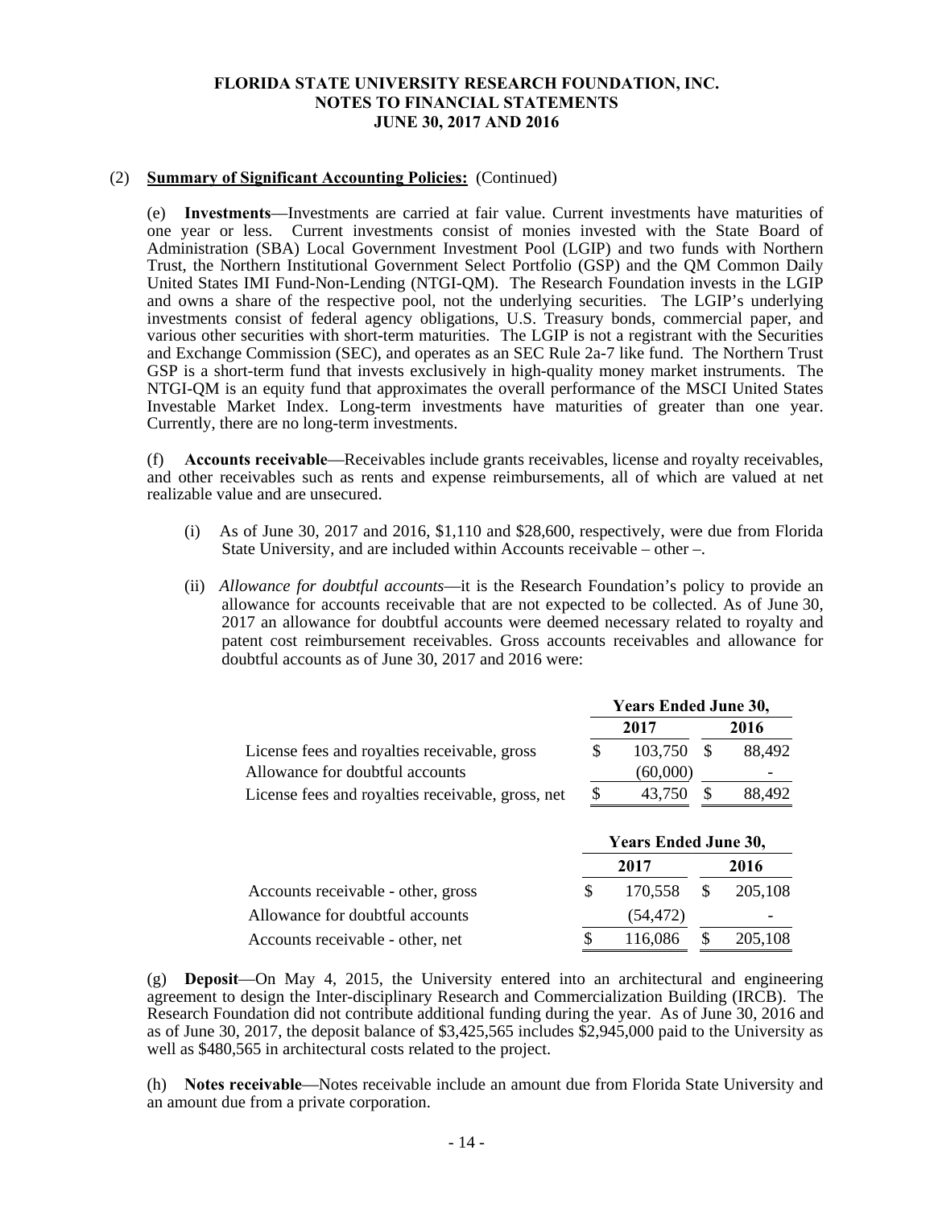**FLORIDA STATE UNIVERSITY RESEARCH FOUNDATION, INC.**
**NOTES TO FINANCIAL STATEMENTS**
**JUNE 30, 2017 AND 2016**

(2) **Summary of Significant Accounting Policies:** (Continued)

(e) **Investments**—Investments are carried at fair value. Current investments have maturities of one year or less. Current investments consist of monies invested with the State Board of Administration (SBA) Local Government Investment Pool (LGIP) and two funds with Northern Trust, the Northern Institutional Government Select Portfolio (GSP) and the QM Common Daily United States IMI Fund-Non-Lending (NTGI-QM). The Research Foundation invests in the LGIP and owns a share of the respective pool, not the underlying securities. The LGIP's underlying investments consist of federal agency obligations, U.S. Treasury bonds, commercial paper, and various other securities with short-term maturities. The LGIP is not a registrant with the Securities and Exchange Commission (SEC), and operates as an SEC Rule 2a-7 like fund. The Northern Trust GSP is a short-term fund that invests exclusively in high-quality money market instruments. The NTGI-QM is an equity fund that approximates the overall performance of the MSCI United States Investable Market Index. Long-term investments have maturities of greater than one year. Currently, there are no long-term investments.

(f) **Accounts receivable**—Receivables include grants receivables, license and royalty receivables, and other receivables such as rents and expense reimbursements, all of which are valued at net realizable value and are unsecured.

(i) As of June 30, 2017 and 2016, $1,110 and $28,600, respectively, were due from Florida State University, and are included within Accounts receivable – other –.

(ii) *Allowance for doubtful accounts*—it is the Research Foundation's policy to provide an allowance for accounts receivable that are not expected to be collected. As of June 30, 2017 an allowance for doubtful accounts were deemed necessary related to royalty and patent cost reimbursement receivables. Gross accounts receivables and allowance for doubtful accounts as of June 30, 2017 and 2016 were:

| | Years Ended June 30, | |
|---|---|---|
| | 2017 | 2016 |
| License fees and royalties receivable, gross | $ 103,750 | $ 88,492 |
| Allowance for doubtful accounts | (60,000) | - |
| License fees and royalties receivable, gross, net | $ 43,750 | $ 88,492 |

| | Years Ended June 30, | |
|---|---|---|
| | 2017 | 2016 |
| Accounts receivable - other, gross | $ 170,558 | $ 205,108 |
| Allowance for doubtful accounts | (54,472) | - |
| Accounts receivable - other, net | $ 116,086 | $ 205,108 |

(g) **Deposit**—On May 4, 2015, the University entered into an architectural and engineering agreement to design the Inter-disciplinary Research and Commercialization Building (IRCB). The Research Foundation did not contribute additional funding during the year. As of June 30, 2016 and as of June 30, 2017, the deposit balance of $3,425,565 includes $2,945,000 paid to the University as well as $480,565 in architectural costs related to the project.

(h) **Notes receivable**—Notes receivable include an amount due from Florida State University and an amount due from a private corporation.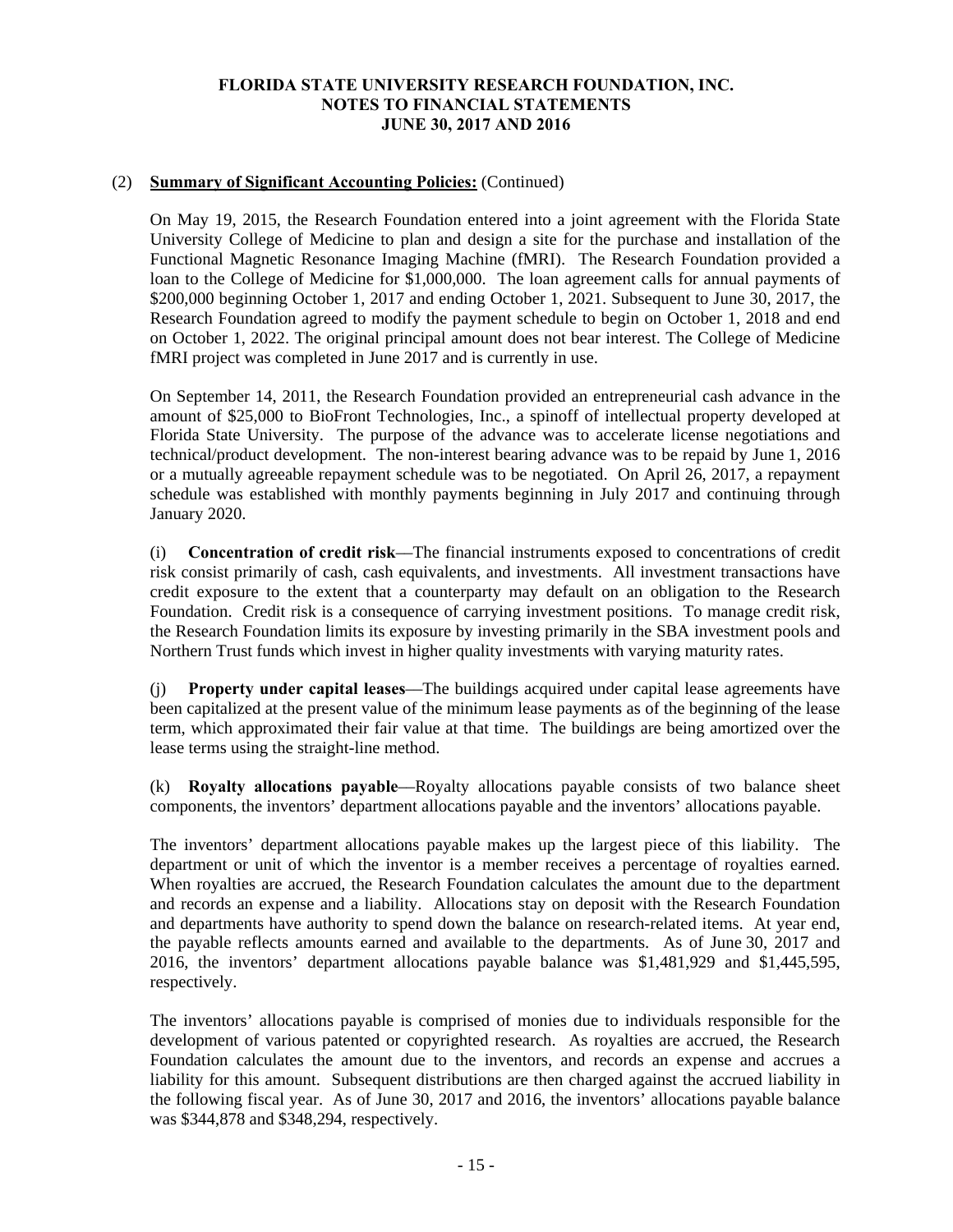**FLORIDA STATE UNIVERSITY RESEARCH FOUNDATION, INC.**
**NOTES TO FINANCIAL STATEMENTS**
**JUNE 30, 2017 AND 2016**

(2) **Summary of Significant Accounting Policies:** (Continued)

On May 19, 2015, the Research Foundation entered into a joint agreement with the Florida State University College of Medicine to plan and design a site for the purchase and installation of the Functional Magnetic Resonance Imaging Machine (fMRI). The Research Foundation provided a loan to the College of Medicine for $1,000,000. The loan agreement calls for annual payments of $200,000 beginning October 1, 2017 and ending October 1, 2021. Subsequent to June 30, 2017, the Research Foundation agreed to modify the payment schedule to begin on October 1, 2018 and end on October 1, 2022. The original principal amount does not bear interest. The College of Medicine fMRI project was completed in June 2017 and is currently in use.

On September 14, 2011, the Research Foundation provided an entrepreneurial cash advance in the amount of $25,000 to BioFront Technologies, Inc., a spinoff of intellectual property developed at Florida State University. The purpose of the advance was to accelerate license negotiations and technical/product development. The non-interest bearing advance was to be repaid by June 1, 2016 or a mutually agreeable repayment schedule was to be negotiated. On April 26, 2017, a repayment schedule was established with monthly payments beginning in July 2017 and continuing through January 2020.

(i) **Concentration of credit risk**—The financial instruments exposed to concentrations of credit risk consist primarily of cash, cash equivalents, and investments. All investment transactions have credit exposure to the extent that a counterparty may default on an obligation to the Research Foundation. Credit risk is a consequence of carrying investment positions. To manage credit risk, the Research Foundation limits its exposure by investing primarily in the SBA investment pools and Northern Trust funds which invest in higher quality investments with varying maturity rates.

(j) **Property under capital leases**—The buildings acquired under capital lease agreements have been capitalized at the present value of the minimum lease payments as of the beginning of the lease term, which approximated their fair value at that time. The buildings are being amortized over the lease terms using the straight-line method.

(k) **Royalty allocations payable**—Royalty allocations payable consists of two balance sheet components, the inventors' department allocations payable and the inventors' allocations payable.

The inventors' department allocations payable makes up the largest piece of this liability. The department or unit of which the inventor is a member receives a percentage of royalties earned. When royalties are accrued, the Research Foundation calculates the amount due to the department and records an expense and a liability. Allocations stay on deposit with the Research Foundation and departments have authority to spend down the balance on research-related items. At year end, the payable reflects amounts earned and available to the departments. As of June 30, 2017 and 2016, the inventors' department allocations payable balance was $1,481,929 and $1,445,595, respectively.

The inventors' allocations payable is comprised of monies due to individuals responsible for the development of various patented or copyrighted research. As royalties are accrued, the Research Foundation calculates the amount due to the inventors, and records an expense and accrues a liability for this amount. Subsequent distributions are then charged against the accrued liability in the following fiscal year. As of June 30, 2017 and 2016, the inventors' allocations payable balance was $344,878 and $348,294, respectively.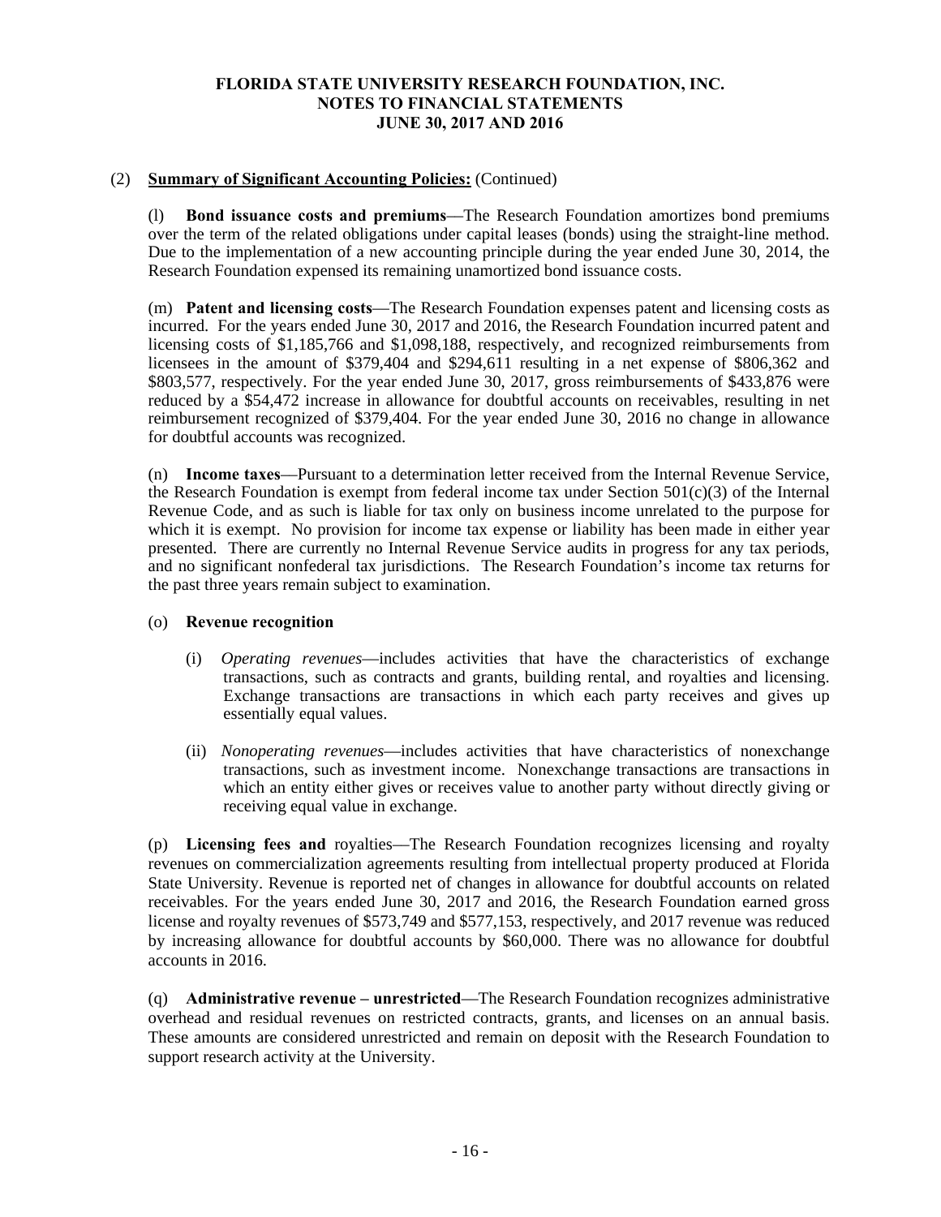# FLORIDA STATE UNIVERSITY RESEARCH FOUNDATION, INC.
## NOTES TO FINANCIAL STATEMENTS
## JUNE 30, 2017 AND 2016

(2) **Summary of Significant Accounting Policies:** (Continued)

(l) **Bond issuance costs and premiums**—The Research Foundation amortizes bond premiums over the term of the related obligations under capital leases (bonds) using the straight-line method. Due to the implementation of a new accounting principle during the year ended June 30, 2014, the Research Foundation expensed its remaining unamortized bond issuance costs.

(m) **Patent and licensing costs**—The Research Foundation expenses patent and licensing costs as incurred. For the years ended June 30, 2017 and 2016, the Research Foundation incurred patent and licensing costs of $1,185,766 and $1,098,188, respectively, and recognized reimbursements from licensees in the amount of $379,404 and $294,611 resulting in a net expense of $806,362 and $803,577, respectively. For the year ended June 30, 2017, gross reimbursements of $433,876 were reduced by a $54,472 increase in allowance for doubtful accounts on receivables, resulting in net reimbursement recognized of $379,404. For the year ended June 30, 2016 no change in allowance for doubtful accounts was recognized.

(n) **Income taxes**—Pursuant to a determination letter received from the Internal Revenue Service, the Research Foundation is exempt from federal income tax under Section 501(c)(3) of the Internal Revenue Code, and as such is liable for tax only on business income unrelated to the purpose for which it is exempt. No provision for income tax expense or liability has been made in either year presented. There are currently no Internal Revenue Service audits in progress for any tax periods, and no significant nonfederal tax jurisdictions. The Research Foundation's income tax returns for the past three years remain subject to examination.

(o) **Revenue recognition**

(i) *Operating revenues*—includes activities that have the characteristics of exchange transactions, such as contracts and grants, building rental, and royalties and licensing. Exchange transactions are transactions in which each party receives and gives up essentially equal values.

(ii) *Nonoperating revenues*—includes activities that have characteristics of nonexchange transactions, such as investment income. Nonexchange transactions are transactions in which an entity either gives or receives value to another party without directly giving or receiving equal value in exchange.

(p) **Licensing fees and** royalties—The Research Foundation recognizes licensing and royalty revenues on commercialization agreements resulting from intellectual property produced at Florida State University. Revenue is reported net of changes in allowance for doubtful accounts on related receivables. For the years ended June 30, 2017 and 2016, the Research Foundation earned gross license and royalty revenues of $573,749 and $577,153, respectively, and 2017 revenue was reduced by increasing allowance for doubtful accounts by $60,000. There was no allowance for doubtful accounts in 2016.

(q) **Administrative revenue – unrestricted**—The Research Foundation recognizes administrative overhead and residual revenues on restricted contracts, grants, and licenses on an annual basis. These amounts are considered unrestricted and remain on deposit with the Research Foundation to support research activity at the University.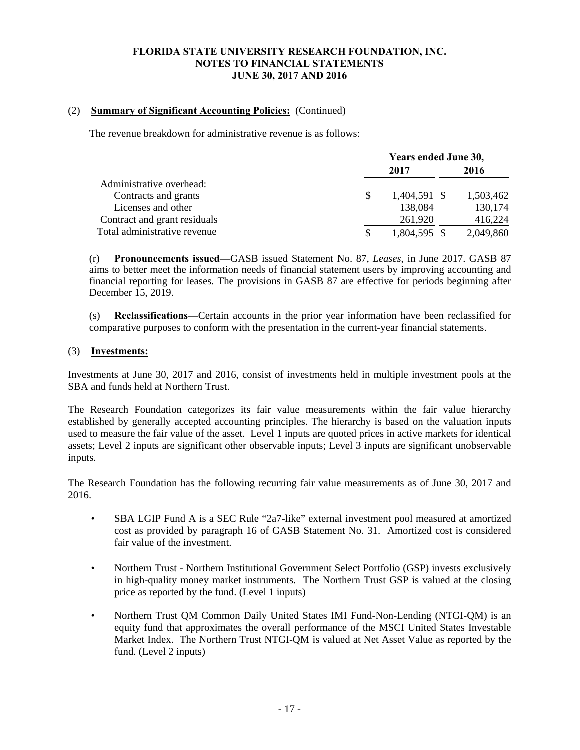(2) **Summary of Significant Accounting Policies:** (Continued)

The revenue breakdown for administrative revenue is as follows:

| | Years ended June 30, | |
|---|---|---|
| | 2017 | 2016 |
| Administrative overhead: | | |
| Contracts and grants | $ 1,404,591 | $ 1,503,462 |
| Licenses and other | 138,084 | 130,174 |
| Contract and grant residuals | 261,920 | 416,224 |
| Total administrative revenue | $ 1,804,595 | $ 2,049,860 |

(r) **Pronouncements issued**—GASB issued Statement No. 87, *Leases*, in June 2017. GASB 87 aims to better meet the information needs of financial statement users by improving accounting and financial reporting for leases. The provisions in GASB 87 are effective for periods beginning after December 15, 2019.

(s) **Reclassifications**—Certain accounts in the prior year information have been reclassified for comparative purposes to conform with the presentation in the current-year financial statements.

(3) **Investments:**

Investments at June 30, 2017 and 2016, consist of investments held in multiple investment pools at the SBA and funds held at Northern Trust.

The Research Foundation categorizes its fair value measurements within the fair value hierarchy established by generally accepted accounting principles. The hierarchy is based on the valuation inputs used to measure the fair value of the asset. Level 1 inputs are quoted prices in active markets for identical assets; Level 2 inputs are significant other observable inputs; Level 3 inputs are significant unobservable inputs.

The Research Foundation has the following recurring fair value measurements as of June 30, 2017 and 2016.

- SBA LGIP Fund A is a SEC Rule "2a7-like" external investment pool measured at amortized cost as provided by paragraph 16 of GASB Statement No. 31. Amortized cost is considered fair value of the investment.
- Northern Trust - Northern Institutional Government Select Portfolio (GSP) invests exclusively in high-quality money market instruments. The Northern Trust GSP is valued at the closing price as reported by the fund. (Level 1 inputs)
- Northern Trust QM Common Daily United States IMI Fund-Non-Lending (NTGI-QM) is an equity fund that approximates the overall performance of the MSCI United States Investable Market Index. The Northern Trust NTGI-QM is valued at Net Asset Value as reported by the fund. (Level 2 inputs)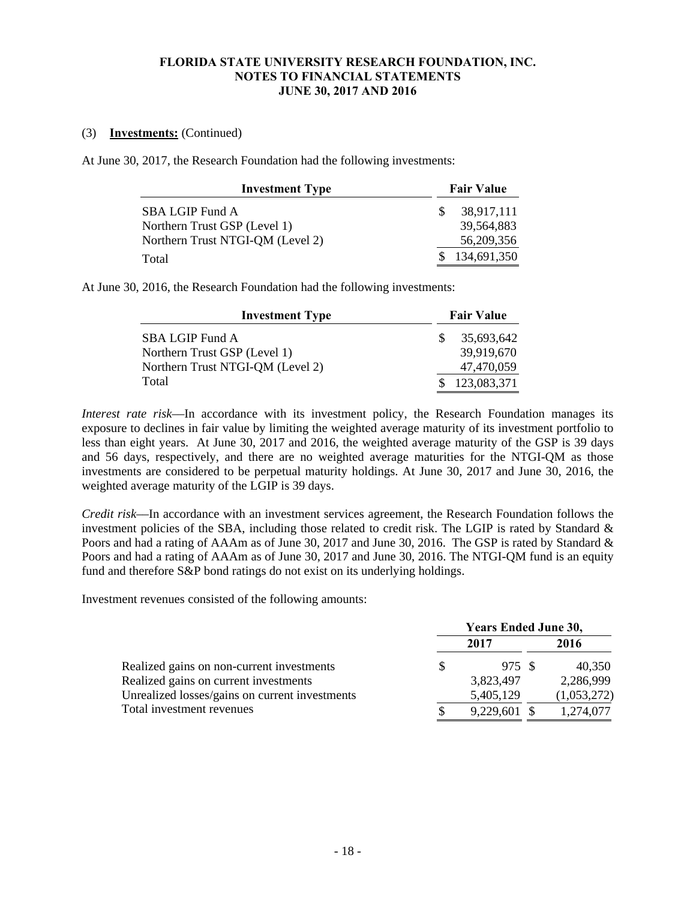(3) **Investments:** (Continued)

At June 30, 2017, the Research Foundation had the following investments:

| Investment Type | Fair Value |
|---|---|
| SBA LGIP Fund A | $ 38,917,111 |
| Northern Trust GSP (Level 1) | 39,564,883 |
| Northern Trust NTGI-QM (Level 2) | 56,209,356 |
| Total | $ 134,691,350 |

At June 30, 2016, the Research Foundation had the following investments:

| Investment Type | Fair Value |
|---|---|
| SBA LGIP Fund A | $ 35,693,642 |
| Northern Trust GSP (Level 1) | 39,919,670 |
| Northern Trust NTGI-QM (Level 2) | 47,470,059 |
| Total | $ 123,083,371 |

*Interest rate risk*—In accordance with its investment policy, the Research Foundation manages its exposure to declines in fair value by limiting the weighted average maturity of its investment portfolio to less than eight years. At June 30, 2017 and 2016, the weighted average maturity of the GSP is 39 days and 56 days, respectively, and there are no weighted average maturities for the NTGI-QM as those investments are considered to be perpetual maturity holdings. At June 30, 2017 and June 30, 2016, the weighted average maturity of the LGIP is 39 days.

*Credit risk*—In accordance with an investment services agreement, the Research Foundation follows the investment policies of the SBA, including those related to credit risk. The LGIP is rated by Standard & Poors and had a rating of AAAm as of June 30, 2017 and June 30, 2016. The GSP is rated by Standard & Poors and had a rating of AAAm as of June 30, 2017 and June 30, 2016. The NTGI-QM fund is an equity fund and therefore S&P bond ratings do not exist on its underlying holdings.

Investment revenues consisted of the following amounts:

| | Years Ended June 30, | |
|---|---|---|
| | 2017 | 2016 |
| Realized gains on non-current investments | $ 975 | $ 40,350 |
| Realized gains on current investments | 3,823,497 | 2,286,999 |
| Unrealized losses/gains on current investments | 5,405,129 | (1,053,272) |
| Total investment revenues | $ 9,229,601 | $ 1,274,077 |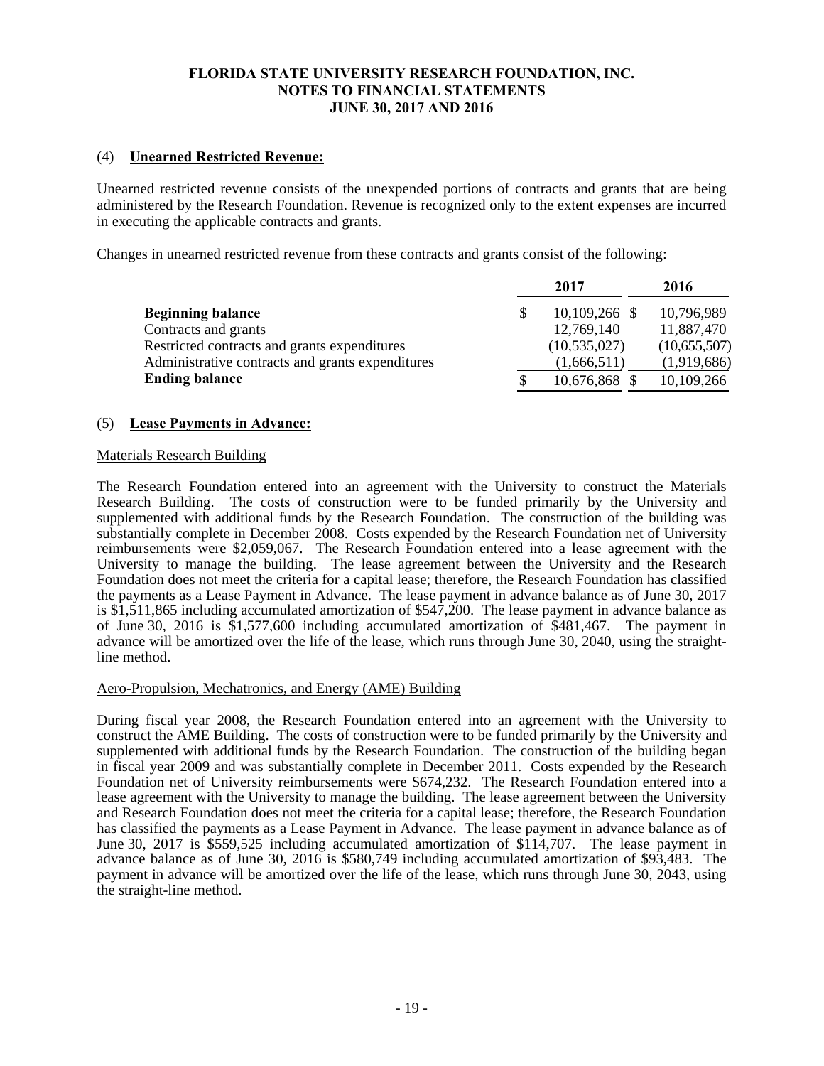**FLORIDA STATE UNIVERSITY RESEARCH FOUNDATION, INC.**
**NOTES TO FINANCIAL STATEMENTS**
**JUNE 30, 2017 AND 2016**

## (4) Unearned Restricted Revenue:

Unearned restricted revenue consists of the unexpended portions of contracts and grants that are being administered by the Research Foundation. Revenue is recognized only to the extent expenses are incurred in executing the applicable contracts and grants.

Changes in unearned restricted revenue from these contracts and grants consist of the following:

| | 2017 | 2016 |
|---|---|---|
| **Beginning balance** | $ 10,109,266 | $ 10,796,989 |
| Contracts and grants | 12,769,140 | 11,887,470 |
| Restricted contracts and grants expenditures | (10,535,027) | (10,655,507) |
| Administrative contracts and grants expenditures | (1,666,511) | (1,919,686) |
| **Ending balance** | $ 10,676,868 | $ 10,109,266 |

## (5) Lease Payments in Advance:

### Materials Research Building

The Research Foundation entered into an agreement with the University to construct the Materials Research Building. The costs of construction were to be funded primarily by the University and supplemented with additional funds by the Research Foundation. The construction of the building was substantially complete in December 2008. Costs expended by the Research Foundation net of University reimbursements were $2,059,067. The Research Foundation entered into a lease agreement with the University to manage the building. The lease agreement between the University and the Research Foundation does not meet the criteria for a capital lease; therefore, the Research Foundation has classified the payments as a Lease Payment in Advance. The lease payment in advance balance as of June 30, 2017 is $1,511,865 including accumulated amortization of $547,200. The lease payment in advance balance as of June 30, 2016 is $1,577,600 including accumulated amortization of $481,467. The payment in advance will be amortized over the life of the lease, which runs through June 30, 2040, using the straight-line method.

### Aero-Propulsion, Mechatronics, and Energy (AME) Building

During fiscal year 2008, the Research Foundation entered into an agreement with the University to construct the AME Building. The costs of construction were to be funded primarily by the University and supplemented with additional funds by the Research Foundation. The construction of the building began in fiscal year 2009 and was substantially complete in December 2011. Costs expended by the Research Foundation net of University reimbursements were $674,232. The Research Foundation entered into a lease agreement with the University to manage the building. The lease agreement between the University and Research Foundation does not meet the criteria for a capital lease; therefore, the Research Foundation has classified the payments as a Lease Payment in Advance. The lease payment in advance balance as of June 30, 2017 is $559,525 including accumulated amortization of $114,707. The lease payment in advance balance as of June 30, 2016 is $580,749 including accumulated amortization of $93,483. The payment in advance will be amortized over the life of the lease, which runs through June 30, 2043, using the straight-line method.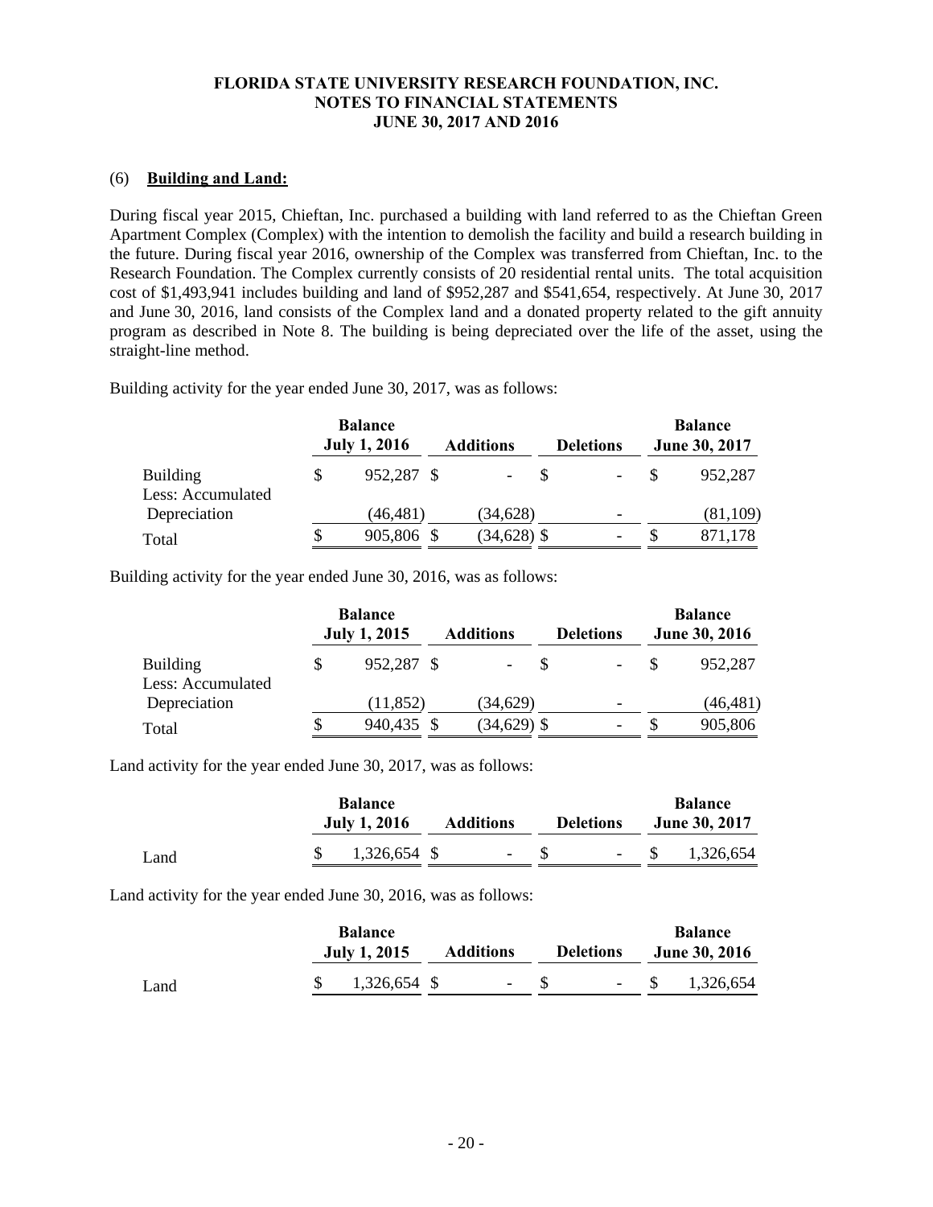# FLORIDA STATE UNIVERSITY RESEARCH FOUNDATION, INC.
## NOTES TO FINANCIAL STATEMENTS
## JUNE 30, 2017 AND 2016

### (6) Building and Land:

During fiscal year 2015, Chieftan, Inc. purchased a building with land referred to as the Chieftan Green Apartment Complex (Complex) with the intention to demolish the facility and build a research building in the future. During fiscal year 2016, ownership of the Complex was transferred from Chieftan, Inc. to the Research Foundation. The Complex currently consists of 20 residential rental units. The total acquisition cost of $1,493,941 includes building and land of $952,287 and $541,654, respectively. At June 30, 2017 and June 30, 2016, land consists of the Complex land and a donated property related to the gift annuity program as described in Note 8. The building is being depreciated over the life of the asset, using the straight-line method.

Building activity for the year ended June 30, 2017, was as follows:

| | Balance July 1, 2016 | Additions | Deletions | Balance June 30, 2017 |
|---|---|---|---|---|
| Building | $ 952,287 | $ - | $ - | $ 952,287 |
| Less: Accumulated Depreciation | (46,481) | (34,628) | - | (81,109) |
| Total | $ 905,806 | $ (34,628) | $ - | $ 871,178 |

Building activity for the year ended June 30, 2016, was as follows:

| | Balance July 1, 2015 | Additions | Deletions | Balance June 30, 2016 |
|---|---|---|---|---|
| Building | $ 952,287 | $ - | $ - | $ 952,287 |
| Less: Accumulated Depreciation | (11,852) | (34,629) | - | (46,481) |
| Total | $ 940,435 | $ (34,629) | $ - | $ 905,806 |

Land activity for the year ended June 30, 2017, was as follows:

| | Balance July 1, 2016 | Additions | Deletions | Balance June 30, 2017 |
|---|---|---|---|---|
| Land | $ 1,326,654 | $ - | $ - | $ 1,326,654 |

Land activity for the year ended June 30, 2016, was as follows:

| | Balance July 1, 2015 | Additions | Deletions | Balance June 30, 2016 |
|---|---|---|---|---|
| Land | $ 1,326,654 | $ - | $ - | $ 1,326,654 |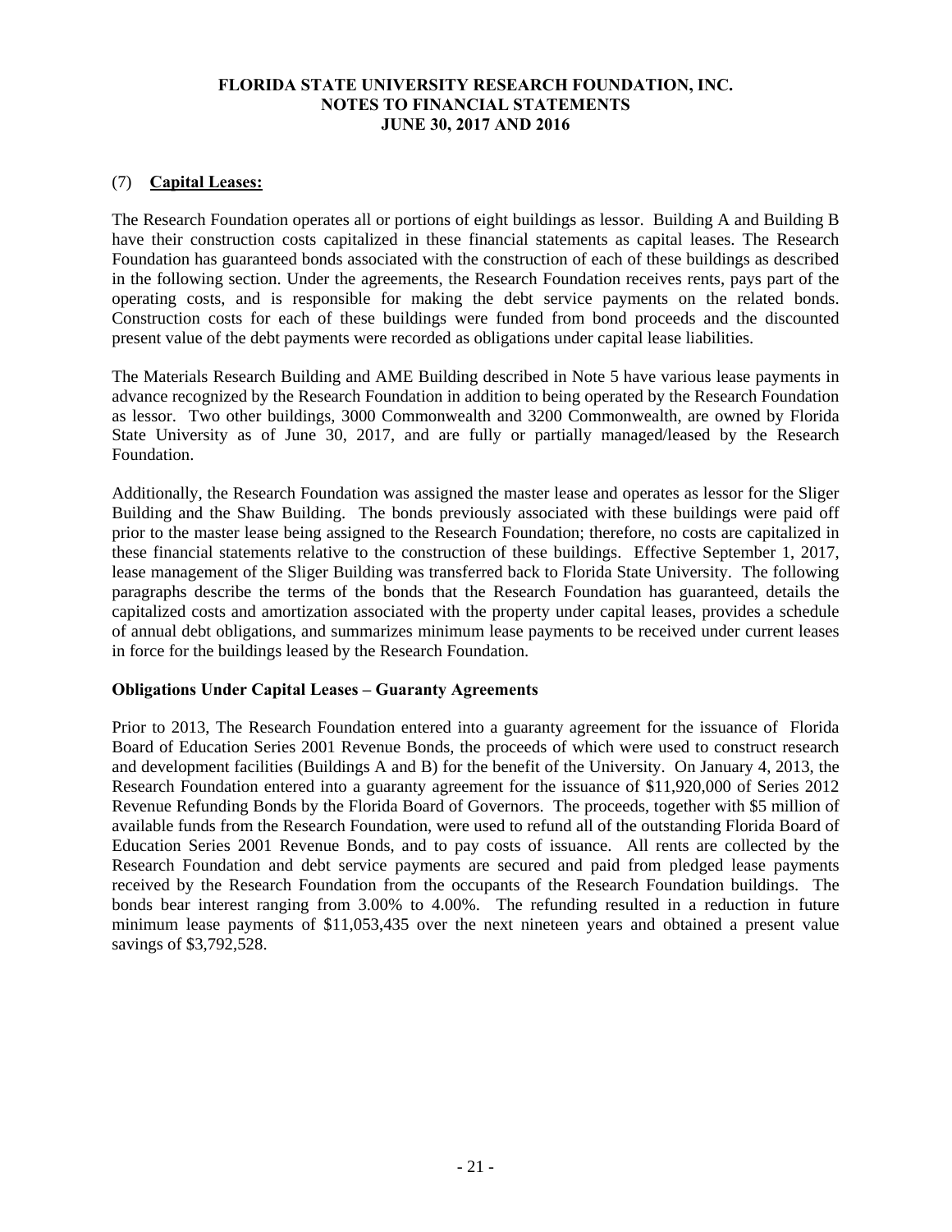FLORIDA STATE UNIVERSITY RESEARCH FOUNDATION, INC.
NOTES TO FINANCIAL STATEMENTS
JUNE 30, 2017 AND 2016

## (7) Capital Leases:

The Research Foundation operates all or portions of eight buildings as lessor. Building A and Building B have their construction costs capitalized in these financial statements as capital leases. The Research Foundation has guaranteed bonds associated with the construction of each of these buildings as described in the following section. Under the agreements, the Research Foundation receives rents, pays part of the operating costs, and is responsible for making the debt service payments on the related bonds. Construction costs for each of these buildings were funded from bond proceeds and the discounted present value of the debt payments were recorded as obligations under capital lease liabilities.

The Materials Research Building and AME Building described in Note 5 have various lease payments in advance recognized by the Research Foundation in addition to being operated by the Research Foundation as lessor. Two other buildings, 3000 Commonwealth and 3200 Commonwealth, are owned by Florida State University as of June 30, 2017, and are fully or partially managed/leased by the Research Foundation.

Additionally, the Research Foundation was assigned the master lease and operates as lessor for the Sliger Building and the Shaw Building. The bonds previously associated with these buildings were paid off prior to the master lease being assigned to the Research Foundation; therefore, no costs are capitalized in these financial statements relative to the construction of these buildings. Effective September 1, 2017, lease management of the Sliger Building was transferred back to Florida State University. The following paragraphs describe the terms of the bonds that the Research Foundation has guaranteed, details the capitalized costs and amortization associated with the property under capital leases, provides a schedule of annual debt obligations, and summarizes minimum lease payments to be received under current leases in force for the buildings leased by the Research Foundation.

### Obligations Under Capital Leases – Guaranty Agreements

Prior to 2013, The Research Foundation entered into a guaranty agreement for the issuance of Florida Board of Education Series 2001 Revenue Bonds, the proceeds of which were used to construct research and development facilities (Buildings A and B) for the benefit of the University. On January 4, 2013, the Research Foundation entered into a guaranty agreement for the issuance of $11,920,000 of Series 2012 Revenue Refunding Bonds by the Florida Board of Governors. The proceeds, together with $5 million of available funds from the Research Foundation, were used to refund all of the outstanding Florida Board of Education Series 2001 Revenue Bonds, and to pay costs of issuance. All rents are collected by the Research Foundation and debt service payments are secured and paid from pledged lease payments received by the Research Foundation from the occupants of the Research Foundation buildings. The bonds bear interest ranging from 3.00% to 4.00%. The refunding resulted in a reduction in future minimum lease payments of $11,053,435 over the next nineteen years and obtained a present value savings of $3,792,528.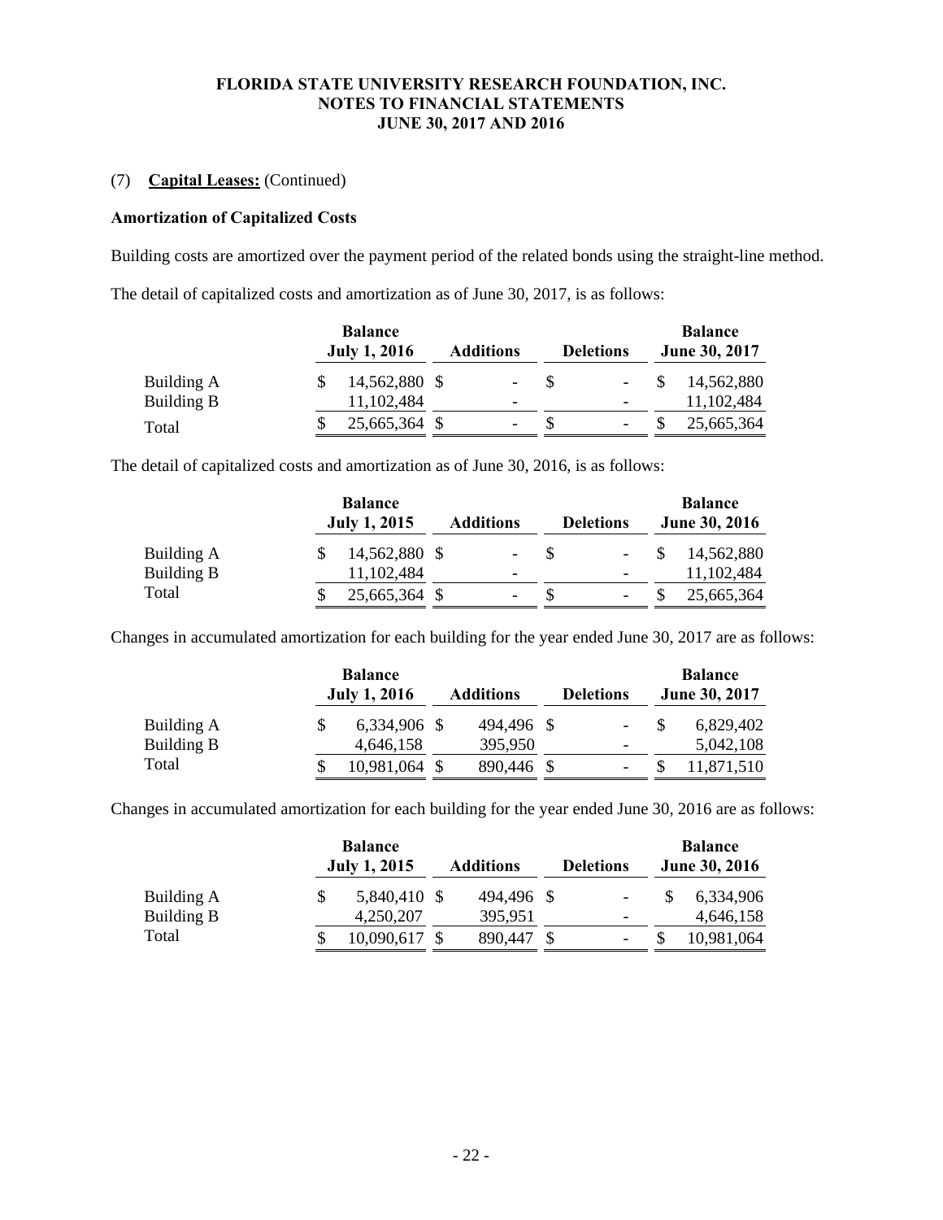FLORIDA STATE UNIVERSITY RESEARCH FOUNDATION, INC.
NOTES TO FINANCIAL STATEMENTS
JUNE 30, 2017 AND 2016

(7) **Capital Leases:** (Continued)

**Amortization of Capitalized Costs**

Building costs are amortized over the payment period of the related bonds using the straight-line method.

The detail of capitalized costs and amortization as of June 30, 2017, is as follows:

| | Balance July 1, 2016 | Additions | Deletions | Balance June 30, 2017 |
|---|---|---|---|---|
| Building A | $ 14,562,880 | $ - | $ - | $ 14,562,880 |
| Building B | 11,102,484 | - | - | 11,102,484 |
| Total | $ 25,665,364 | $ - | $ - | $ 25,665,364 |

The detail of capitalized costs and amortization as of June 30, 2016, is as follows:

| | Balance July 1, 2015 | Additions | Deletions | Balance June 30, 2016 |
|---|---|---|---|---|
| Building A | $ 14,562,880 | $ - | $ - | $ 14,562,880 |
| Building B | 11,102,484 | - | - | 11,102,484 |
| Total | $ 25,665,364 | $ - | $ - | $ 25,665,364 |

Changes in accumulated amortization for each building for the year ended June 30, 2017 are as follows:

| | Balance July 1, 2016 | Additions | Deletions | Balance June 30, 2017 |
|---|---|---|---|---|
| Building A | $ 6,334,906 | $ 494,496 | $ - | $ 6,829,402 |
| Building B | 4,646,158 | 395,950 | - | 5,042,108 |
| Total | $ 10,981,064 | $ 890,446 | $ - | $ 11,871,510 |

Changes in accumulated amortization for each building for the year ended June 30, 2016 are as follows:

| | Balance July 1, 2015 | Additions | Deletions | Balance June 30, 2016 |
|---|---|---|---|---|
| Building A | $ 5,840,410 | $ 494,496 | $ - | $ 6,334,906 |
| Building B | 4,250,207 | 395,951 | - | 4,646,158 |
| Total | $ 10,090,617 | $ 890,447 | $ - | $ 10,981,064 |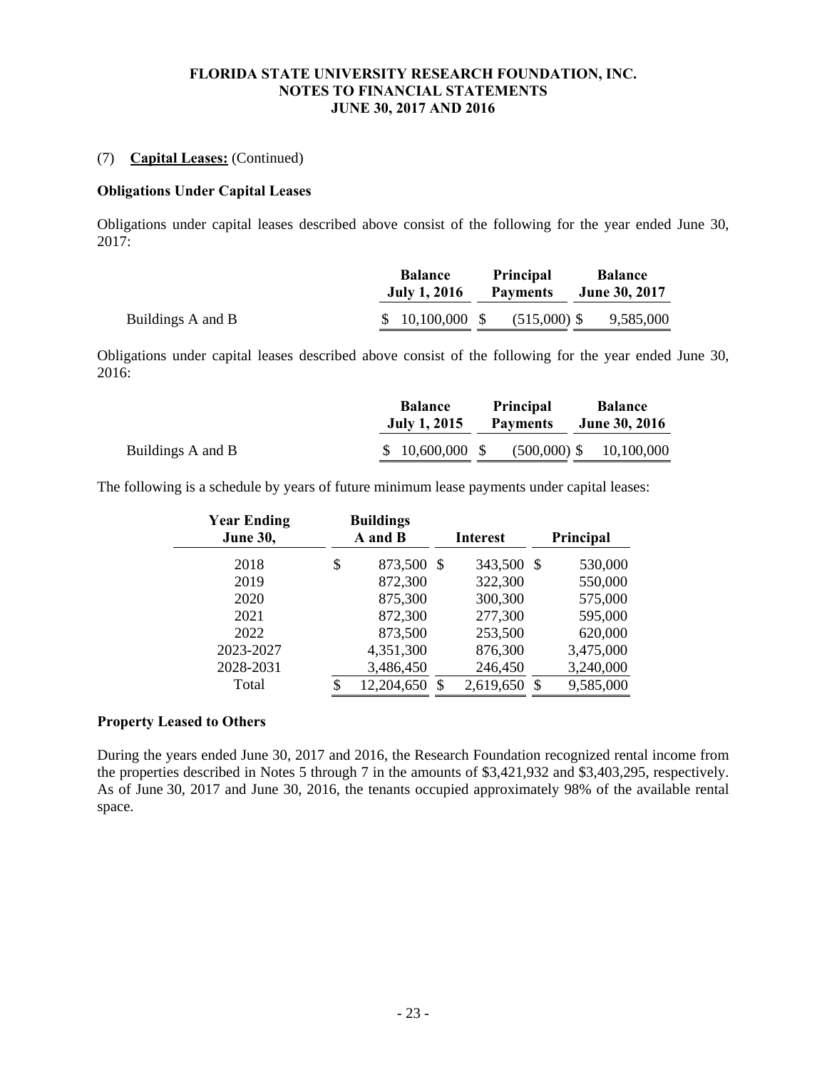# FLORIDA STATE UNIVERSITY RESEARCH FOUNDATION, INC.
## NOTES TO FINANCIAL STATEMENTS
## JUNE 30, 2017 AND 2016

(7) **Capital Leases:** (Continued)

**Obligations Under Capital Leases**

Obligations under capital leases described above consist of the following for the year ended June 30, 2017:

| | Balance July 1, 2016 | Principal Payments | Balance June 30, 2017 |
|---|---|---|---|
| Buildings A and B | $ 10,100,000 | $ (515,000) | $ 9,585,000 |

Obligations under capital leases described above consist of the following for the year ended June 30, 2016:

| | Balance July 1, 2015 | Principal Payments | Balance June 30, 2016 |
|---|---|---|---|
| Buildings A and B | $ 10,600,000 | $ (500,000) | $ 10,100,000 |

The following is a schedule by years of future minimum lease payments under capital leases:

| Year Ending June 30, | Buildings A and B | Interest | Principal |
|---|---|---|---|
| 2018 | $ 873,500 | $ 343,500 | $ 530,000 |
| 2019 | 872,300 | 322,300 | 550,000 |
| 2020 | 875,300 | 300,300 | 575,000 |
| 2021 | 872,300 | 277,300 | 595,000 |
| 2022 | 873,500 | 253,500 | 620,000 |
| 2023-2027 | 4,351,300 | 876,300 | 3,475,000 |
| 2028-2031 | 3,486,450 | 246,450 | 3,240,000 |
| Total | $ 12,204,650 | $ 2,619,650 | $ 9,585,000 |

**Property Leased to Others**

During the years ended June 30, 2017 and 2016, the Research Foundation recognized rental income from the properties described in Notes 5 through 7 in the amounts of $3,421,932 and $3,403,295, respectively. As of June 30, 2017 and June 30, 2016, the tenants occupied approximately 98% of the available rental space.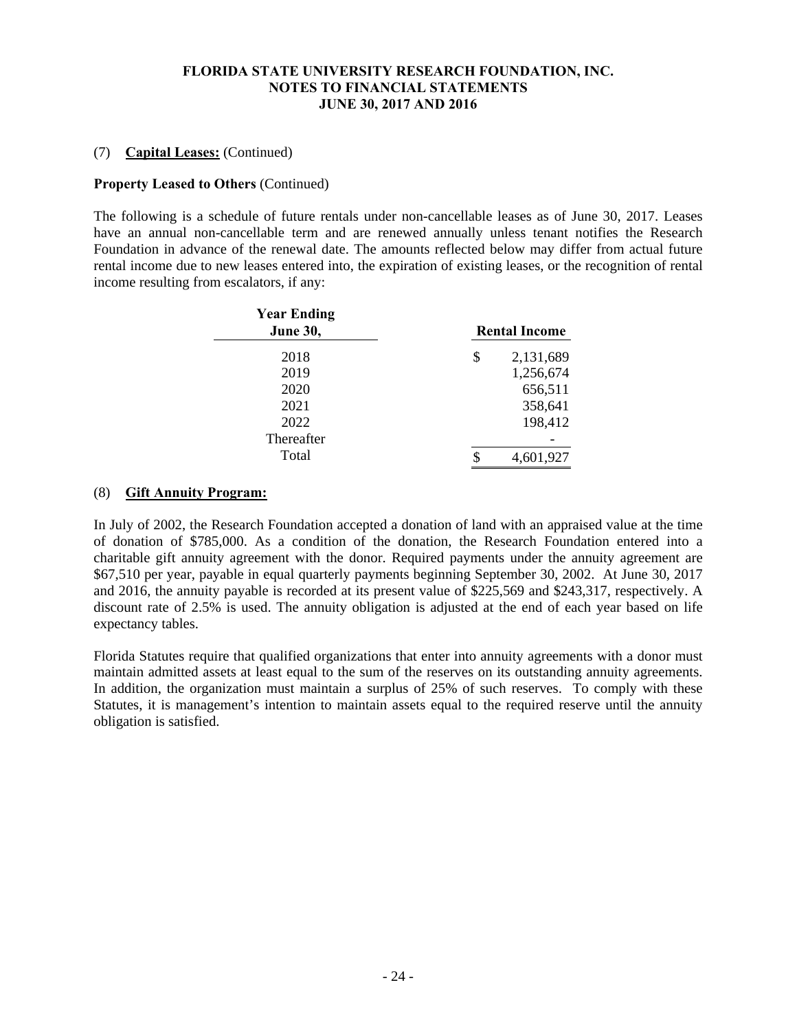FLORIDA STATE UNIVERSITY RESEARCH FOUNDATION, INC.
NOTES TO FINANCIAL STATEMENTS
JUNE 30, 2017 AND 2016

(7) **Capital Leases:** (Continued)

**Property Leased to Others** (Continued)

The following is a schedule of future rentals under non-cancellable leases as of June 30, 2017. Leases have an annual non-cancellable term and are renewed annually unless tenant notifies the Research Foundation in advance of the renewal date. The amounts reflected below may differ from actual future rental income due to new leases entered into, the expiration of existing leases, or the recognition of rental income resulting from escalators, if any:

| Year Ending June 30, | Rental Income |
|---|---|
| 2018 | $ 2,131,689 |
| 2019 | 1,256,674 |
| 2020 | 656,511 |
| 2021 | 358,641 |
| 2022 | 198,412 |
| Thereafter | - |
| Total | $ 4,601,927 |

(8) **Gift Annuity Program:**

In July of 2002, the Research Foundation accepted a donation of land with an appraised value at the time of donation of $785,000. As a condition of the donation, the Research Foundation entered into a charitable gift annuity agreement with the donor. Required payments under the annuity agreement are $67,510 per year, payable in equal quarterly payments beginning September 30, 2002. At June 30, 2017 and 2016, the annuity payable is recorded at its present value of $225,569 and $243,317, respectively. A discount rate of 2.5% is used. The annuity obligation is adjusted at the end of each year based on life expectancy tables.

Florida Statutes require that qualified organizations that enter into annuity agreements with a donor must maintain admitted assets at least equal to the sum of the reserves on its outstanding annuity agreements. In addition, the organization must maintain a surplus of 25% of such reserves. To comply with these Statutes, it is management's intention to maintain assets equal to the required reserve until the annuity obligation is satisfied.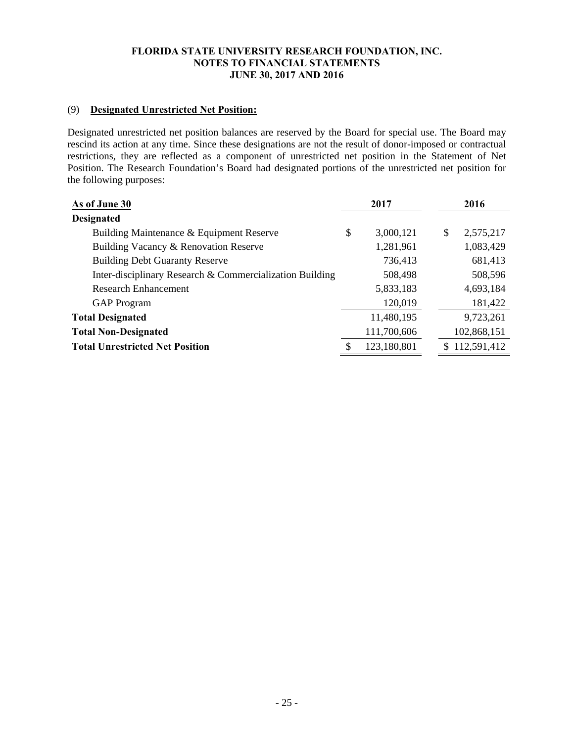**FLORIDA STATE UNIVERSITY RESEARCH FOUNDATION, INC.**
**NOTES TO FINANCIAL STATEMENTS**
**JUNE 30, 2017 AND 2016**

## (9) Designated Unrestricted Net Position:

Designated unrestricted net position balances are reserved by the Board for special use. The Board may rescind its action at any time. Since these designations are not the result of donor-imposed or contractual restrictions, they are reflected as a component of unrestricted net position in the Statement of Net Position. The Research Foundation's Board had designated portions of the unrestricted net position for the following purposes:

| As of June 30 | 2017 | 2016 |
|---|---|---|
| **Designated** | | |
| Building Maintenance & Equipment Reserve | $ 3,000,121 | $ 2,575,217 |
| Building Vacancy & Renovation Reserve | 1,281,961 | 1,083,429 |
| Building Debt Guaranty Reserve | 736,413 | 681,413 |
| Inter-disciplinary Research & Commercialization Building | 508,498 | 508,596 |
| Research Enhancement | 5,833,183 | 4,693,184 |
| GAP Program | 120,019 | 181,422 |
| **Total Designated** | 11,480,195 | 9,723,261 |
| **Total Non-Designated** | 111,700,606 | 102,868,151 |
| **Total Unrestricted Net Position** | $ 123,180,801 | $ 112,591,412 |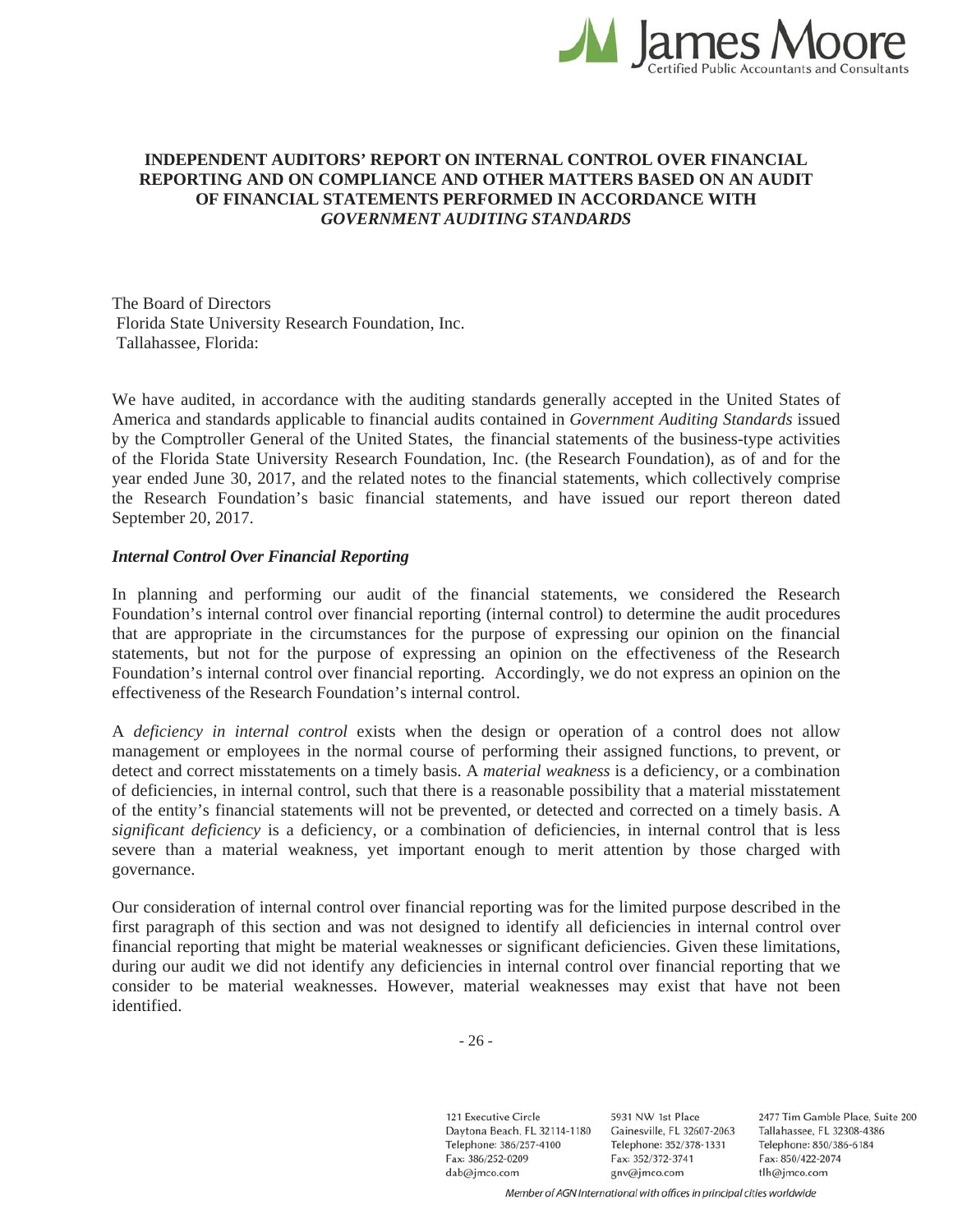# INDEPENDENT AUDITORS' REPORT ON INTERNAL CONTROL OVER FINANCIAL REPORTING AND ON COMPLIANCE AND OTHER MATTERS BASED ON AN AUDIT OF FINANCIAL STATEMENTS PERFORMED IN ACCORDANCE WITH *GOVERNMENT AUDITING STANDARDS*

The Board of Directors
Florida State University Research Foundation, Inc.
Tallahassee, Florida:

We have audited, in accordance with the auditing standards generally accepted in the United States of America and standards applicable to financial audits contained in *Government Auditing Standards* issued by the Comptroller General of the United States, the financial statements of the business-type activities of the Florida State University Research Foundation, Inc. (the Research Foundation), as of and for the year ended June 30, 2017, and the related notes to the financial statements, which collectively comprise the Research Foundation's basic financial statements, and have issued our report thereon dated September 20, 2017.

## *Internal Control Over Financial Reporting*

In planning and performing our audit of the financial statements, we considered the Research Foundation's internal control over financial reporting (internal control) to determine the audit procedures that are appropriate in the circumstances for the purpose of expressing our opinion on the financial statements, but not for the purpose of expressing an opinion on the effectiveness of the Research Foundation's internal control over financial reporting. Accordingly, we do not express an opinion on the effectiveness of the Research Foundation's internal control.

A *deficiency in internal control* exists when the design or operation of a control does not allow management or employees in the normal course of performing their assigned functions, to prevent, or detect and correct misstatements on a timely basis. A *material weakness* is a deficiency, or a combination of deficiencies, in internal control, such that there is a reasonable possibility that a material misstatement of the entity's financial statements will not be prevented, or detected and corrected on a timely basis. A *significant deficiency* is a deficiency, or a combination of deficiencies, in internal control that is less severe than a material weakness, yet important enough to merit attention by those charged with governance.

Our consideration of internal control over financial reporting was for the limited purpose described in the first paragraph of this section and was not designed to identify all deficiencies in internal control over financial reporting that might be material weaknesses or significant deficiencies. Given these limitations, during our audit we did not identify any deficiencies in internal control over financial reporting that we consider to be material weaknesses. However, material weaknesses may exist that have not been identified.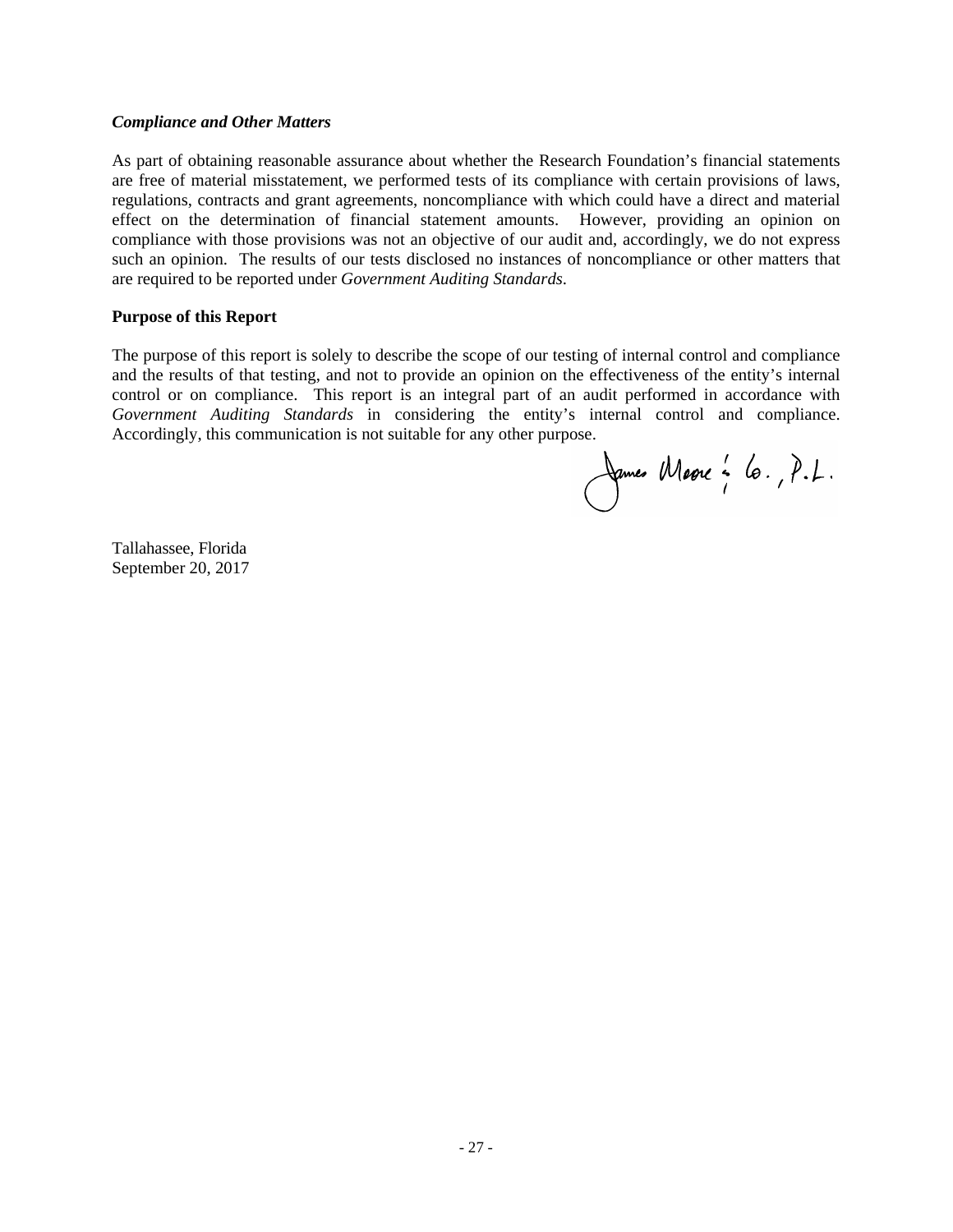### *Compliance and Other Matters*

As part of obtaining reasonable assurance about whether the Research Foundation's financial statements are free of material misstatement, we performed tests of its compliance with certain provisions of laws, regulations, contracts and grant agreements, noncompliance with which could have a direct and material effect on the determination of financial statement amounts. However, providing an opinion on compliance with those provisions was not an objective of our audit and, accordingly, we do not express such an opinion. The results of our tests disclosed no instances of noncompliance or other matters that are required to be reported under *Government Auditing Standards*.

### Purpose of this Report

The purpose of this report is solely to describe the scope of our testing of internal control and compliance and the results of that testing, and not to provide an opinion on the effectiveness of the entity's internal control or on compliance. This report is an integral part of an audit performed in accordance with *Government Auditing Standards* in considering the entity's internal control and compliance. Accordingly, this communication is not suitable for any other purpose.

James Moore & Co., P.L.

Tallahassee, Florida
September 20, 2017